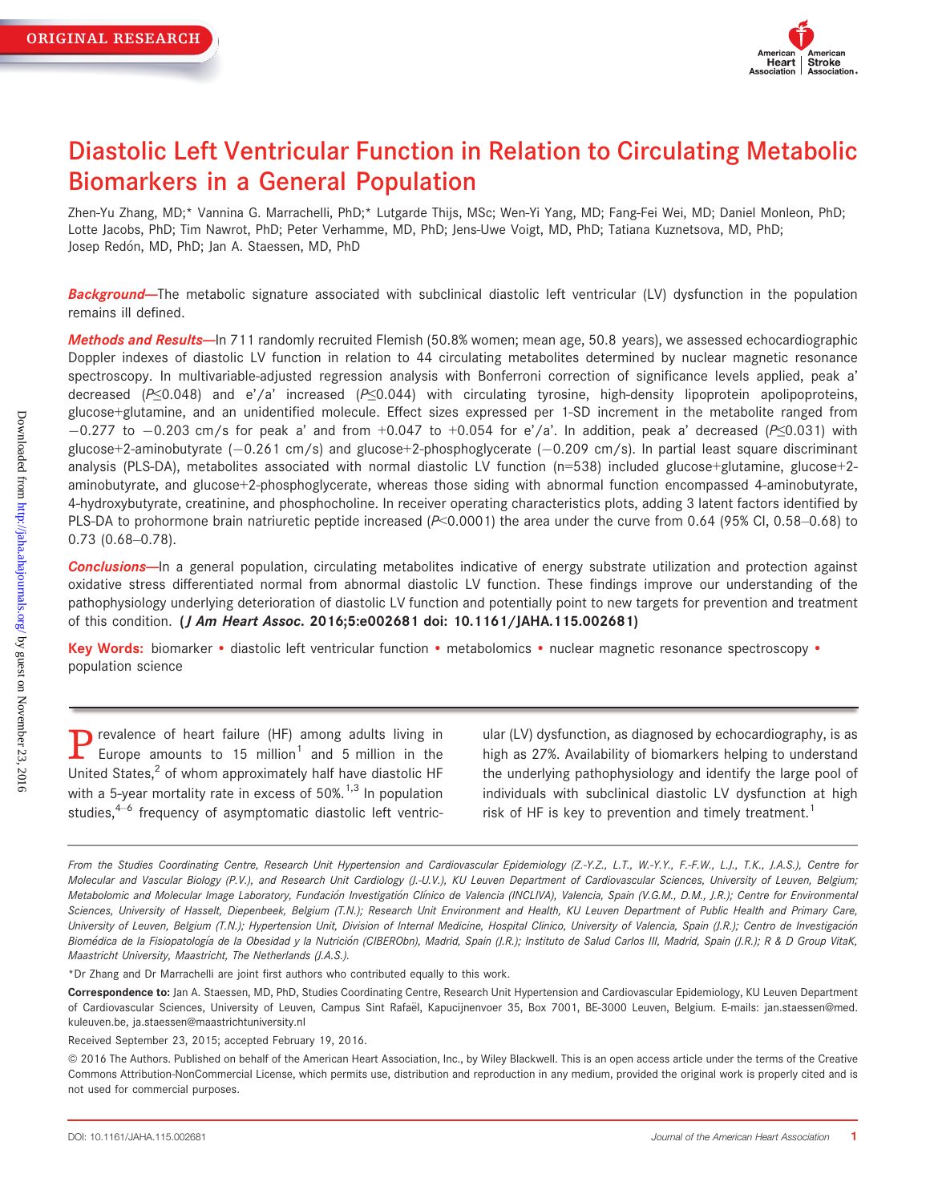ORIGINAL RESEARCH

# Diastolic Left Ventricular Function in Relation to Circulating Metabolic Biomarkers in a General Population

Zhen-Yu Zhang, MD;* Vannina G. Marrachelli, PhD;* Lutgarde Thijs, MSc; Wen-Yi Yang, MD; Fang-Fei Wei, MD; Daniel Monleon, PhD; Lotte Jacobs, PhD; Tim Nawrot, PhD; Peter Verhamme, MD, PhD; Jens-Uwe Voigt, MD, PhD; Tatiana Kuznetsova, MD, PhD; Josep Redón, MD, PhD; Jan A. Staessen, MD, PhD

***Background*—**The metabolic signature associated with subclinical diastolic left ventricular (LV) dysfunction in the population remains ill defined.

***Methods and Results*—**In 711 randomly recruited Flemish (50.8% women; mean age, 50.8 years), we assessed echocardiographic Doppler indexes of diastolic LV function in relation to 44 circulating metabolites determined by nuclear magnetic resonance spectroscopy. In multivariable-adjusted regression analysis with Bonferroni correction of significance levels applied, peak a′ decreased ($P \leq 0.048$) and e′/a′ increased ($P \leq 0.044$) with circulating tyrosine, high-density lipoprotein apolipoproteins, glucose+glutamine, and an unidentified molecule. Effect sizes expressed per 1-SD increment in the metabolite ranged from −0.277 to −0.203 cm/s for peak a′ and from +0.047 to +0.054 for e′/a′. In addition, peak a′ decreased ($P \leq 0.031$) with glucose+2-aminobutyrate (−0.261 cm/s) and glucose+2-phosphoglycerate (−0.209 cm/s). In partial least square discriminant analysis (PLS-DA), metabolites associated with normal diastolic LV function (n=538) included glucose+glutamine, glucose+2-aminobutyrate, and glucose+2-phosphoglycerate, whereas those siding with abnormal function encompassed 4-aminobutyrate, 4-hydroxybutyrate, creatinine, and phosphocholine. In receiver operating characteristics plots, adding 3 latent factors identified by PLS-DA to prohormone brain natriuretic peptide increased ($P<0.0001$) the area under the curve from 0.64 (95% CI, 0.58–0.68) to 0.73 (0.68–0.78).

***Conclusions*—**In a general population, circulating metabolites indicative of energy substrate utilization and protection against oxidative stress differentiated normal from abnormal diastolic LV function. These findings improve our understanding of the pathophysiology underlying deterioration of diastolic LV function and potentially point to new targets for prevention and treatment of this condition. **(*J Am Heart Assoc*. 2016;5:e002681 doi: 10.1161/JAHA.115.002681)**

**Key Words:** biomarker • diastolic left ventricular function • metabolomics • nuclear magnetic resonance spectroscopy • population science

Prevalence of heart failure (HF) among adults living in Europe amounts to 15 million[1] and 5 million in the United States,[2] of whom approximately half have diastolic HF with a 5-year mortality rate in excess of 50%.[1,3] In population studies,[4–6] frequency of asymptomatic diastolic left ventricular (LV) dysfunction, as diagnosed by echocardiography, is as high as 27%. Availability of biomarkers helping to understand the underlying pathophysiology and identify the large pool of individuals with subclinical diastolic LV dysfunction at high risk of HF is key to prevention and timely treatment.[1]

*From the Studies Coordinating Centre, Research Unit Hypertension and Cardiovascular Epidemiology (Z.-Y.Z., L.T., W.-Y.Y., F.-F.W., L.J., T.K., J.A.S.), Centre for Molecular and Vascular Biology (P.V.), and Research Unit Cardiology (J.-U.V.), KU Leuven Department of Cardiovascular Sciences, University of Leuven, Belgium; Metabolomic and Molecular Image Laboratory, Fundación Investigatión Clínico de Valencia (INCLIVA), Valencia, Spain (V.G.M., D.M., J.R.); Centre for Environmental Sciences, University of Hasselt, Diepenbeek, Belgium (T.N.); Research Unit Environment and Health, KU Leuven Department of Public Health and Primary Care, University of Leuven, Belgium (T.N.); Hypertension Unit, Division of Internal Medicine, Hospital Clínico, University of Valencia, Spain (J.R.); Centro de Investigación Biomédica de la Fisiopatología de la Obesidad y la Nutrición (CIBERObn), Madrid, Spain (J.R.); Instituto de Salud Carlos III, Madrid, Spain (J.R.); R & D Group VitaK, Maastricht University, Maastricht, The Netherlands (J.A.S.).*

*Dr Zhang and Dr Marrachelli are joint first authors who contributed equally to this work.

**Correspondence to:** Jan A. Staessen, MD, PhD, Studies Coordinating Centre, Research Unit Hypertension and Cardiovascular Epidemiology, KU Leuven Department of Cardiovascular Sciences, University of Leuven, Campus Sint Rafaël, Kapucijnenvoer 35, Box 7001, BE-3000 Leuven, Belgium. E-mails: jan.staessen@med.kuleuven.be, ja.staessen@maastrichtuniversity.nl

Received September 23, 2015; accepted February 19, 2016.

© 2016 The Authors. Published on behalf of the American Heart Association, Inc., by Wiley Blackwell. This is an open access article under the terms of the Creative Commons Attribution-NonCommercial License, which permits use, distribution and reproduction in any medium, provided the original work is properly cited and is not used for commercial purposes.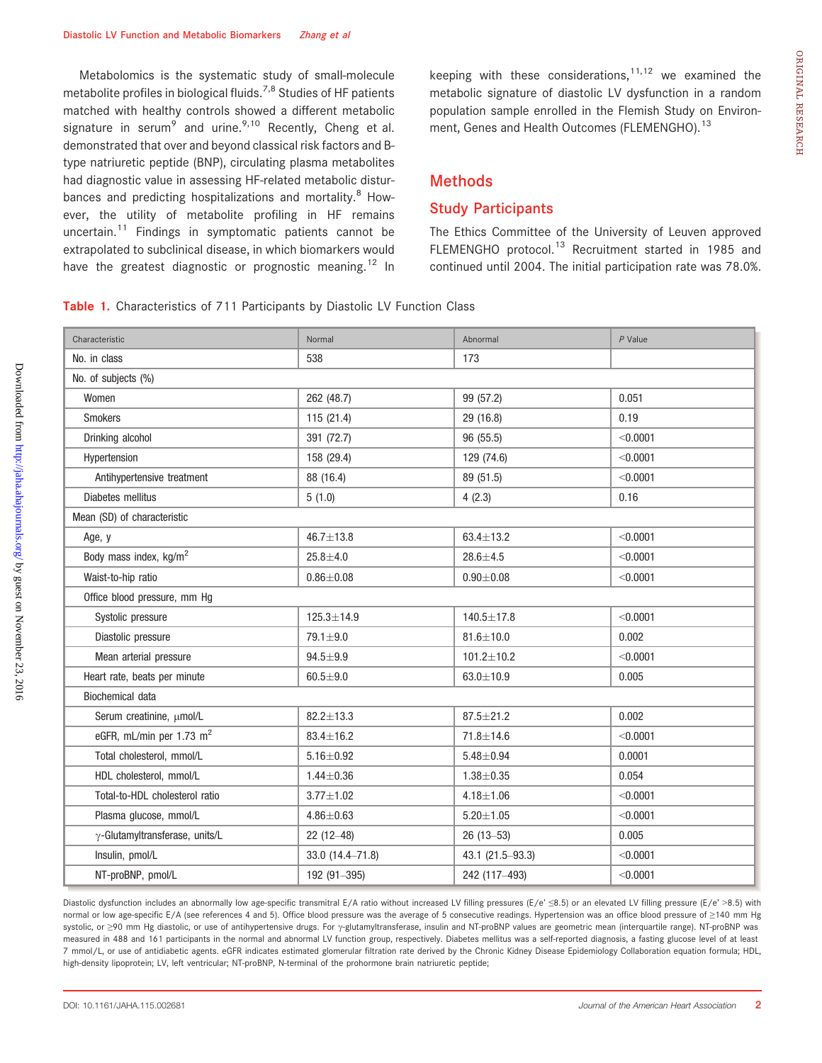Metabolomics is the systematic study of small-molecule metabolite profiles in biological fluids.[7,8] Studies of HF patients matched with healthy controls showed a different metabolic signature in serum[9] and urine.[9,10] Recently, Cheng et al. demonstrated that over and beyond classical risk factors and B-type natriuretic peptide (BNP), circulating plasma metabolites had diagnostic value in assessing HF-related metabolic disturbances and predicting hospitalizations and mortality.[8] However, the utility of metabolite profiling in HF remains uncertain.[11] Findings in symptomatic patients cannot be extrapolated to subclinical disease, in which biomarkers would have the greatest diagnostic or prognostic meaning.[12] In keeping with these considerations,[11,12] we examined the metabolic signature of diastolic LV dysfunction in a random population sample enrolled in the Flemish Study on Environment, Genes and Health Outcomes (FLEMENGHO).[13]

## Methods

### Study Participants

The Ethics Committee of the University of Leuven approved FLEMENGHO protocol.[13] Recruitment started in 1985 and continued until 2004. The initial participation rate was 78.0%.

**Table 1.** Characteristics of 711 Participants by Diastolic LV Function Class

| Characteristic | Normal | Abnormal | *P* Value |
|---|---|---|---|
| No. in class | 538 | 173 | |
| No. of subjects (%) | | | |
| Women | 262 (48.7) | 99 (57.2) | 0.051 |
| Smokers | 115 (21.4) | 29 (16.8) | 0.19 |
| Drinking alcohol | 391 (72.7) | 96 (55.5) | <0.0001 |
| Hypertension | 158 (29.4) | 129 (74.6) | <0.0001 |
| Antihypertensive treatment | 88 (16.4) | 89 (51.5) | <0.0001 |
| Diabetes mellitus | 5 (1.0) | 4 (2.3) | 0.16 |
| Mean (SD) of characteristic | | | |
| Age, y | 46.7±13.8 | 63.4±13.2 | <0.0001 |
| Body mass index, kg/m$^2$ | 25.8±4.0 | 28.6±4.5 | <0.0001 |
| Waist-to-hip ratio | 0.86±0.08 | 0.90±0.08 | <0.0001 |
| Office blood pressure, mm Hg | | | |
| Systolic pressure | 125.3±14.9 | 140.5±17.8 | <0.0001 |
| Diastolic pressure | 79.1±9.0 | 81.6±10.0 | 0.002 |
| Mean arterial pressure | 94.5±9.9 | 101.2±10.2 | <0.0001 |
| Heart rate, beats per minute | 60.5±9.0 | 63.0±10.9 | 0.005 |
| Biochemical data | | | |
| Serum creatinine, μmol/L | 82.2±13.3 | 87.5±21.2 | 0.002 |
| eGFR, mL/min per 1.73 m$^2$ | 83.4±16.2 | 71.8±14.6 | <0.0001 |
| Total cholesterol, mmol/L | 5.16±0.92 | 5.48±0.94 | 0.0001 |
| HDL cholesterol, mmol/L | 1.44±0.36 | 1.38±0.35 | 0.054 |
| Total-to-HDL cholesterol ratio | 3.77±1.02 | 4.18±1.06 | <0.0001 |
| Plasma glucose, mmol/L | 4.86±0.63 | 5.20±1.05 | <0.0001 |
| γ-Glutamyltransferase, units/L | 22 (12–48) | 26 (13–53) | 0.005 |
| Insulin, pmol/L | 33.0 (14.4–71.8) | 43.1 (21.5–93.3) | <0.0001 |
| NT-proBNP, pmol/L | 192 (91–395) | 242 (117–493) | <0.0001 |

Diastolic dysfunction includes an abnormally low age-specific transmitral E/A ratio without increased LV filling pressures (E/e' ≤8.5) or an elevated LV filling pressure (E/e' >8.5) with normal or low age-specific E/A (see references 4 and 5). Office blood pressure was the average of 5 consecutive readings. Hypertension was an office blood pressure of ≥140 mm Hg systolic, or ≥90 mm Hg diastolic, or use of antihypertensive drugs. For γ-glutamyltransferase, insulin and NT-proBNP values are geometric mean (interquartile range). NT-proBNP was measured in 488 and 161 participants in the normal and abnormal LV function group, respectively. Diabetes mellitus was a self-reported diagnosis, a fasting glucose level of at least 7 mmol/L, or use of antidiabetic agents. eGFR indicates estimated glomerular filtration rate derived by the Chronic Kidney Disease Epidemiology Collaboration equation formula; HDL, high-density lipoprotein; LV, left ventricular; NT-proBNP, N-terminal of the prohormone brain natriuretic peptide;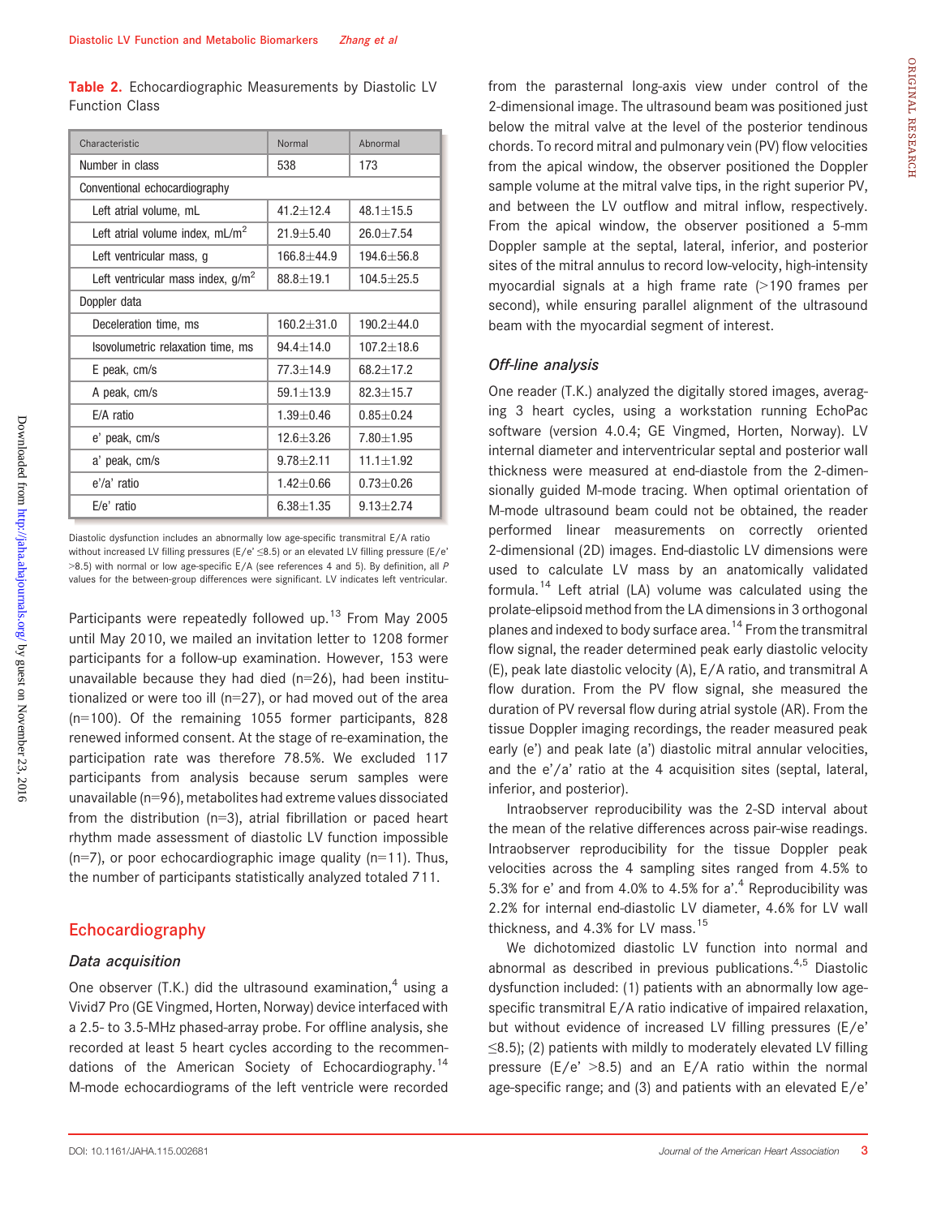**Table 2.** Echocardiographic Measurements by Diastolic LV Function Class

| Characteristic | Normal | Abnormal |
|---|---|---|
| Number in class | 538 | 173 |
| Conventional echocardiography | | |
| Left atrial volume, mL | 41.2±12.4 | 48.1±15.5 |
| Left atrial volume index, mL/m$^2$ | 21.9±5.40 | 26.0±7.54 |
| Left ventricular mass, g | 166.8±44.9 | 194.6±56.8 |
| Left ventricular mass index, g/m$^2$ | 88.8±19.1 | 104.5±25.5 |
| Doppler data | | |
| Deceleration time, ms | 160.2±31.0 | 190.2±44.0 |
| Isovolumetric relaxation time, ms | 94.4±14.0 | 107.2±18.6 |
| E peak, cm/s | 77.3±14.9 | 68.2±17.2 |
| A peak, cm/s | 59.1±13.9 | 82.3±15.7 |
| E/A ratio | 1.39±0.46 | 0.85±0.24 |
| e' peak, cm/s | 12.6±3.26 | 7.80±1.95 |
| a' peak, cm/s | 9.78±2.11 | 11.1±1.92 |
| e'/a' ratio | 1.42±0.66 | 0.73±0.26 |
| E/e' ratio | 6.38±1.35 | 9.13±2.74 |

Diastolic dysfunction includes an abnormally low age-specific transmitral E/A ratio without increased LV filling pressures (E/e' ≤8.5) or an elevated LV filling pressure (E/e' >8.5) with normal or low age-specific E/A (see references 4 and 5). By definition, all *P* values for the between-group differences were significant. LV indicates left ventricular.

Participants were repeatedly followed up.[13] From May 2005 until May 2010, we mailed an invitation letter to 1208 former participants for a follow-up examination. However, 153 were unavailable because they had died (n=26), had been institutionalized or were too ill (n=27), or had moved out of the area (n=100). Of the remaining 1055 former participants, 828 renewed informed consent. At the stage of re-examination, the participation rate was therefore 78.5%. We excluded 117 participants from analysis because serum samples were unavailable (n=96), metabolites had extreme values dissociated from the distribution (n=3), atrial fibrillation or paced heart rhythm made assessment of diastolic LV function impossible (n=7), or poor echocardiographic image quality (n=11). Thus, the number of participants statistically analyzed totaled 711.

## Echocardiography

### Data acquisition

One observer (T.K.) did the ultrasound examination,[4] using a Vivid7 Pro (GE Vingmed, Horten, Norway) device interfaced with a 2.5- to 3.5-MHz phased-array probe. For offline analysis, she recorded at least 5 heart cycles according to the recommendations of the American Society of Echocardiography.[14] M-mode echocardiograms of the left ventricle were recorded from the parasternal long-axis view under control of the 2-dimensional image. The ultrasound beam was positioned just below the mitral valve at the level of the posterior tendinous chords. To record mitral and pulmonary vein (PV) flow velocities from the apical window, the observer positioned the Doppler sample volume at the mitral valve tips, in the right superior PV, and between the LV outflow and mitral inflow, respectively. From the apical window, the observer positioned a 5-mm Doppler sample at the septal, lateral, inferior, and posterior sites of the mitral annulus to record low-velocity, high-intensity myocardial signals at a high frame rate (>190 frames per second), while ensuring parallel alignment of the ultrasound beam with the myocardial segment of interest.

### Off-line analysis

One reader (T.K.) analyzed the digitally stored images, averaging 3 heart cycles, using a workstation running EchoPac software (version 4.0.4; GE Vingmed, Horten, Norway). LV internal diameter and interventricular septal and posterior wall thickness were measured at end-diastole from the 2-dimensionally guided M-mode tracing. When optimal orientation of M-mode ultrasound beam could not be obtained, the reader performed linear measurements on correctly oriented 2-dimensional (2D) images. End-diastolic LV dimensions were used to calculate LV mass by an anatomically validated formula.[14] Left atrial (LA) volume was calculated using the prolate-elipsoid method from the LA dimensions in 3 orthogonal planes and indexed to body surface area.[14] From the transmitral flow signal, the reader determined peak early diastolic velocity (E), peak late diastolic velocity (A), E/A ratio, and transmitral A flow duration. From the PV flow signal, she measured the duration of PV reversal flow during atrial systole (AR). From the tissue Doppler imaging recordings, the reader measured peak early (e') and peak late (a') diastolic mitral annular velocities, and the e'/a' ratio at the 4 acquisition sites (septal, lateral, inferior, and posterior).

Intraobserver reproducibility was the 2-SD interval about the mean of the relative differences across pair-wise readings. Intraobserver reproducibility for the tissue Doppler peak velocities across the 4 sampling sites ranged from 4.5% to 5.3% for e' and from 4.0% to 4.5% for a'.[4] Reproducibility was 2.2% for internal end-diastolic LV diameter, 4.6% for LV wall thickness, and 4.3% for LV mass.[15]

We dichotomized diastolic LV function into normal and abnormal as described in previous publications.[4,5] Diastolic dysfunction included: (1) patients with an abnormally low age-specific transmitral E/A ratio indicative of impaired relaxation, but without evidence of increased LV filling pressures (E/e' ≤8.5); (2) patients with mildly to moderately elevated LV filling pressure (E/e' >8.5) and an E/A ratio within the normal age-specific range; and (3) and patients with an elevated E/e'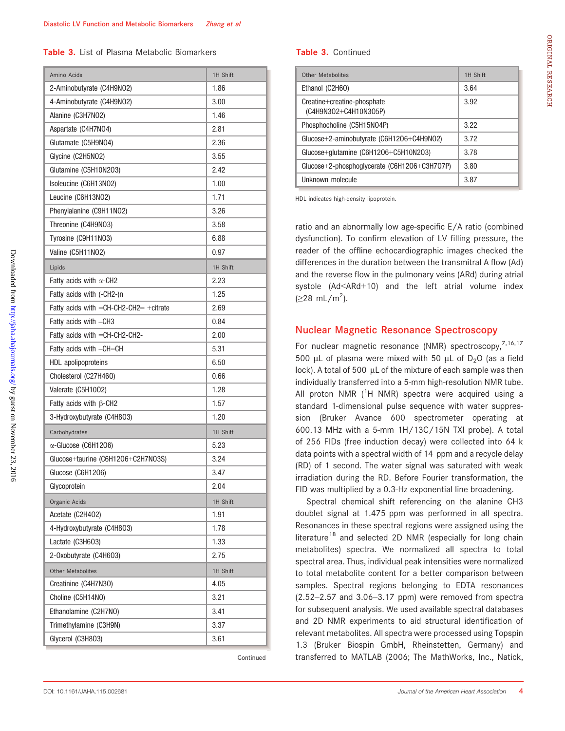**Table 3.** List of Plasma Metabolic Biomarkers

| Amino Acids | 1H Shift |
|---|---|
| 2-Aminobutyrate ($C_4H_9NO_2$) | 1.86 |
| 4-Aminobutyrate ($C_4H_9NO_2$) | 3.00 |
| Alanine ($C_3H_7NO_2$) | 1.46 |
| Aspartate ($C_4H_7NO_4$) | 2.81 |
| Glutamate ($C_5H_9NO_4$) | 2.36 |
| Glycine ($C_2H_5NO_2$) | 3.55 |
| Glutamine ($C_5H_{10}N_2O_3$) | 2.42 |
| Isoleucine ($C_6H_{13}NO_2$) | 1.00 |
| Leucine ($C_6H_{13}NO_2$) | 1.71 |
| Phenylalanine ($C_9H_{11}NO_2$) | 3.26 |
| Threonine ($C_4H_9NO_3$) | 3.58 |
| Tyrosine ($C_9H_{11}NO_3$) | 6.88 |
| Valine ($C_5H_{11}NO_2$) | 0.97 |
| **Lipids** | **1H Shift** |
| Fatty acids with α-CH2 | 2.23 |
| Fatty acids with (-CH2-)n | 1.25 |
| Fatty acids with =CH-CH2-CH2= +citrate | 2.69 |
| Fatty acids with –CH3 | 0.84 |
| Fatty acids with =CH-CH2-CH2- | 2.00 |
| Fatty acids with –CH=CH | 5.31 |
| HDL apolipoproteins | 6.50 |
| Cholesterol ($C_{27}H_{46}O$) | 0.66 |
| Valerate ($C_5H_{10}O_2$) | 1.28 |
| Fatty acids with β-CH2 | 1.57 |
| 3-Hydroxybutyrate ($C_4H_8O_3$) | 1.20 |
| **Carbohydrates** | **1H Shift** |
| α-Glucose ($C_6H_{12}O_6$) | 5.23 |
| Glucose+taurine ($C_6H_{12}O_6$+$C_2H_7NO_3S$) | 3.24 |
| Glucose ($C_6H_{12}O_6$) | 3.47 |
| Glycoprotein | 2.04 |
| **Organic Acids** | **1H Shift** |
| Acetate ($C_2H_4O_2$) | 1.91 |
| 4-Hydroxybutyrate ($C_4H_8O_3$) | 1.78 |
| Lactate ($C_3H_6O_3$) | 1.33 |
| 2-Oxobutyrate ($C_4H_6O_3$) | 2.75 |
| **Other Metabolites** | **1H Shift** |
| Creatinine ($C_4H_7N_3O$) | 4.05 |
| Choline ($C_5H_{14}NO$) | 3.21 |
| Ethanolamine ($C_2H_7NO$) | 3.41 |
| Trimethylamine ($C_3H_9N$) | 3.37 |
| Glycerol ($C_3H_8O_3$) | 3.61 |
| Ethanol ($C_2H_6O$) | 3.64 |
| Creatine+creatine-phosphate ($C_4H_9N_3O_2$+$C_4H_{10}N_3O_5P$) | 3.92 |
| Phosphocholine ($C_5H_{15}NO_4P$) | 3.22 |
| Glucose+2-aminobutyrate ($C_6H_{12}O_6$+$C_4H_9NO_2$) | 3.72 |
| Glucose+glutamine ($C_6H_{12}O_6$+$C_5H_{10}N_2O_3$) | 3.78 |
| Glucose+2-phosphoglycerate ($C_6H_{12}O_6$+$C_3H_7O_7P$) | 3.80 |
| Unknown molecule | 3.87 |

HDL indicates high-density lipoprotein.

ratio and an abnormally low age-specific E/A ratio (combined dysfunction). To confirm elevation of LV filling pressure, the reader of the offline echocardiographic images checked the differences in the duration between the transmitral A flow (Ad) and the reverse flow in the pulmonary veins (ARd) during atrial systole (Ad<ARd+10) and the left atrial volume index (≥28 mL/m$^2$).

## Nuclear Magnetic Resonance Spectroscopy

For nuclear magnetic resonance (NMR) spectroscopy,[7,16,17] 500 μL of plasma were mixed with 50 μL of $D_2O$ (as a field lock). A total of 500 μL of the mixture of each sample was then individually transferred into a 5-mm high-resolution NMR tube. All proton NMR ($^1$H NMR) spectra were acquired using a standard 1-dimensional pulse sequence with water suppression (Bruker Avance 600 spectrometer operating at 600.13 MHz with a 5-mm 1H/13C/15N TXI probe). A total of 256 FIDs (free induction decay) were collected into 64 k data points with a spectral width of 14 ppm and a recycle delay (RD) of 1 second. The water signal was saturated with weak irradiation during the RD. Before Fourier transformation, the FID was multiplied by a 0.3-Hz exponential line broadening.

Spectral chemical shift referencing on the alanine CH3 doublet signal at 1.475 ppm was performed in all spectra. Resonances in these spectral regions were assigned using the literature[18] and selected 2D NMR (especially for long chain metabolites) spectra. We normalized all spectra to total spectral area. Thus, individual peak intensities were normalized to total metabolite content for a better comparison between samples. Spectral regions belonging to EDTA resonances (2.52–2.57 and 3.06–3.17 ppm) were removed from spectra for subsequent analysis. We used available spectral databases and 2D NMR experiments to aid structural identification of relevant metabolites. All spectra were processed using Topspin 1.3 (Bruker Biospin GmbH, Rheinstetten, Germany) and transferred to MATLAB (2006; The MathWorks, Inc., Natick,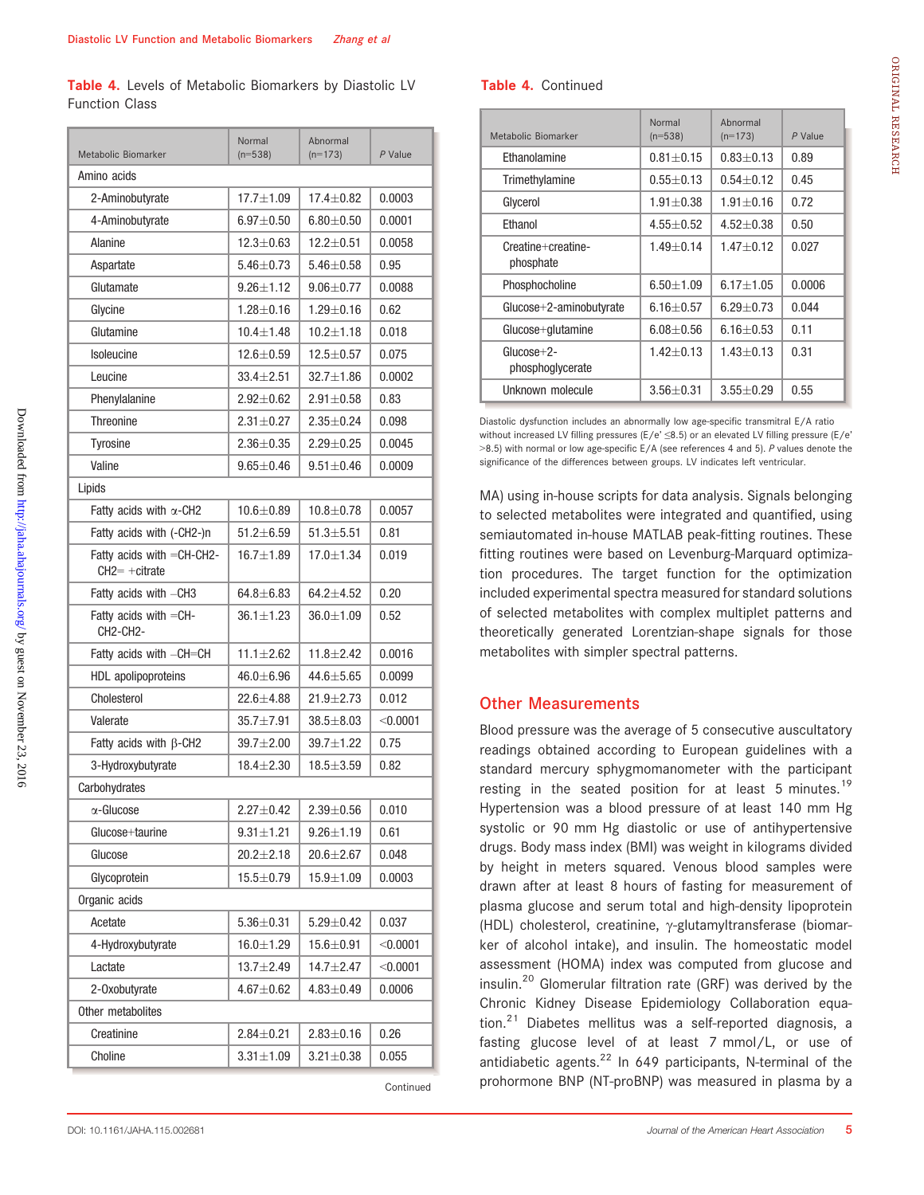**Table 4.** Levels of Metabolic Biomarkers by Diastolic LV Function Class

| Metabolic Biomarker | Normal (n=538) | Abnormal (n=173) | P Value |
|---|---|---|---|
| Amino acids | | | |
| 2-Aminobutyrate | 17.7±1.09 | 17.4±0.82 | 0.0003 |
| 4-Aminobutyrate | 6.97±0.50 | 6.80±0.50 | 0.0001 |
| Alanine | 12.3±0.63 | 12.2±0.51 | 0.0058 |
| Aspartate | 5.46±0.73 | 5.46±0.58 | 0.95 |
| Glutamate | 9.26±1.12 | 9.06±0.77 | 0.0088 |
| Glycine | 1.28±0.16 | 1.29±0.16 | 0.62 |
| Glutamine | 10.4±1.48 | 10.2±1.18 | 0.018 |
| Isoleucine | 12.6±0.59 | 12.5±0.57 | 0.075 |
| Leucine | 33.4±2.51 | 32.7±1.86 | 0.0002 |
| Phenylalanine | 2.92±0.62 | 2.91±0.58 | 0.83 |
| Threonine | 2.31±0.27 | 2.35±0.24 | 0.098 |
| Tyrosine | 2.36±0.35 | 2.29±0.25 | 0.0045 |
| Valine | 9.65±0.46 | 9.51±0.46 | 0.0009 |
| Lipids | | | |
| Fatty acids with α-CH2 | 10.6±0.89 | 10.8±0.78 | 0.0057 |
| Fatty acids with (-CH2-)n | 51.2±6.59 | 51.3±5.51 | 0.81 |
| Fatty acids with =CH-CH2-CH2= +citrate | 16.7±1.89 | 17.0±1.34 | 0.019 |
| Fatty acids with –CH3 | 64.8±6.83 | 64.2±4.52 | 0.20 |
| Fatty acids with =CH-CH2-CH2- | 36.1±1.23 | 36.0±1.09 | 0.52 |
| Fatty acids with –CH=CH | 11.1±2.62 | 11.8±2.42 | 0.0016 |
| HDL apolipoproteins | 46.0±6.96 | 44.6±5.65 | 0.0099 |
| Cholesterol | 22.6±4.88 | 21.9±2.73 | 0.012 |
| Valerate | 35.7±7.91 | 38.5±8.03 | <0.0001 |
| Fatty acids with β-CH2 | 39.7±2.00 | 39.7±1.22 | 0.75 |
| 3-Hydroxybutyrate | 18.4±2.30 | 18.5±3.59 | 0.82 |
| Carbohydrates | | | |
| α-Glucose | 2.27±0.42 | 2.39±0.56 | 0.010 |
| Glucose+taurine | 9.31±1.21 | 9.26±1.19 | 0.61 |
| Glucose | 20.2±2.18 | 20.6±2.67 | 0.048 |
| Glycoprotein | 15.5±0.79 | 15.9±1.09 | 0.0003 |
| Organic acids | | | |
| Acetate | 5.36±0.31 | 5.29±0.42 | 0.037 |
| 4-Hydroxybutyrate | 16.0±1.29 | 15.6±0.91 | <0.0001 |
| Lactate | 13.7±2.49 | 14.7±2.47 | <0.0001 |
| 2-Oxobutyrate | 4.67±0.62 | 4.83±0.49 | 0.0006 |
| Other metabolites | | | |
| Creatinine | 2.84±0.21 | 2.83±0.16 | 0.26 |
| Choline | 3.31±1.09 | 3.21±0.38 | 0.055 |
| Ethanolamine | 0.81±0.15 | 0.83±0.13 | 0.89 |
| Trimethylamine | 0.55±0.13 | 0.54±0.12 | 0.45 |
| Glycerol | 1.91±0.38 | 1.91±0.16 | 0.72 |
| Ethanol | 4.55±0.52 | 4.52±0.38 | 0.50 |
| Creatine+creatine-phosphate | 1.49±0.14 | 1.47±0.12 | 0.027 |
| Phosphocholine | 6.50±1.09 | 6.17±1.05 | 0.0006 |
| Glucose+2-aminobutyrate | 6.16±0.57 | 6.29±0.73 | 0.044 |
| Glucose+glutamine | 6.08±0.56 | 6.16±0.53 | 0.11 |
| Glucose+2-phosphoglycerate | 1.42±0.13 | 1.43±0.13 | 0.31 |
| Unknown molecule | 3.56±0.31 | 3.55±0.29 | 0.55 |

Diastolic dysfunction includes an abnormally low age-specific transmitral E/A ratio without increased LV filling pressures (E/e′ ≤8.5) or an elevated LV filling pressure (E/e′ >8.5) with normal or low age-specific E/A (see references 4 and 5). *P* values denote the significance of the differences between groups. LV indicates left ventricular.

MA) using in-house scripts for data analysis. Signals belonging to selected metabolites were integrated and quantified, using semiautomated in-house MATLAB peak-fitting routines. These fitting routines were based on Levenburg-Marquard optimization procedures. The target function for the optimization included experimental spectra measured for standard solutions of selected metabolites with complex multiplet patterns and theoretically generated Lorentzian-shape signals for those metabolites with simpler spectral patterns.

## Other Measurements

Blood pressure was the average of 5 consecutive auscultatory readings obtained according to European guidelines with a standard mercury sphygmomanometer with the participant resting in the seated position for at least 5 minutes.[19] Hypertension was a blood pressure of at least 140 mm Hg systolic or 90 mm Hg diastolic or use of antihypertensive drugs. Body mass index (BMI) was weight in kilograms divided by height in meters squared. Venous blood samples were drawn after at least 8 hours of fasting for measurement of plasma glucose and serum total and high-density lipoprotein (HDL) cholesterol, creatinine, γ-glutamyltransferase (biomarker of alcohol intake), and insulin. The homeostatic model assessment (HOMA) index was computed from glucose and insulin.[20] Glomerular filtration rate (GRF) was derived by the Chronic Kidney Disease Epidemiology Collaboration equation.[21] Diabetes mellitus was a self-reported diagnosis, a fasting glucose level of at least 7 mmol/L, or use of antidiabetic agents.[22] In 649 participants, N-terminal of the prohormone BNP (NT-proBNP) was measured in plasma by a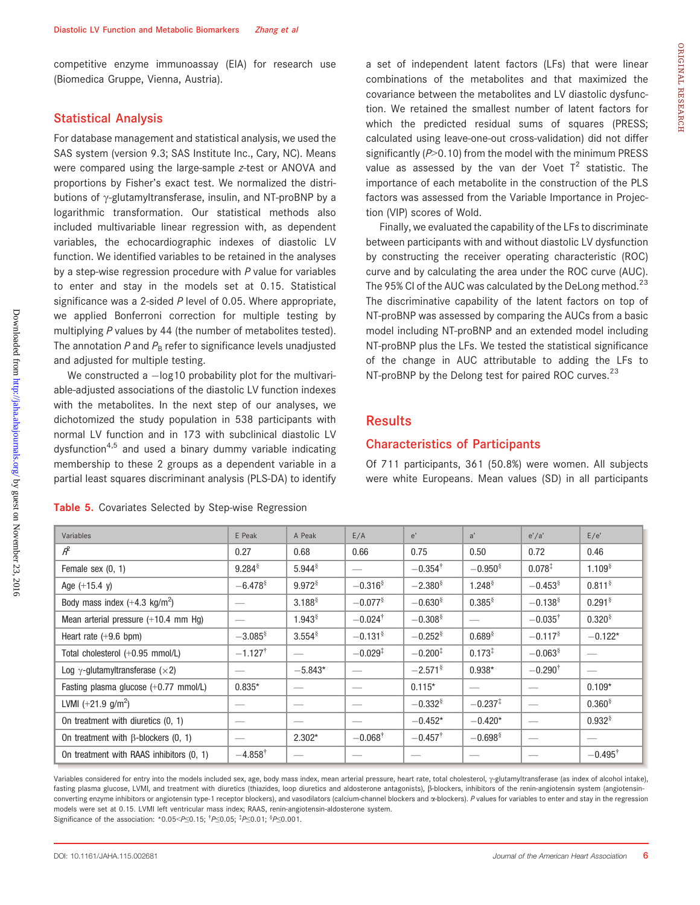competitive enzyme immunoassay (EIA) for research use (Biomedica Gruppe, Vienna, Austria).

## Statistical Analysis

For database management and statistical analysis, we used the SAS system (version 9.3; SAS Institute Inc., Cary, NC). Means were compared using the large-sample *z*-test or ANOVA and proportions by Fisher's exact test. We normalized the distributions of γ-glutamyltransferase, insulin, and NT-proBNP by a logarithmic transformation. Our statistical methods also included multivariable linear regression with, as dependent variables, the echocardiographic indexes of diastolic LV function. We identified variables to be retained in the analyses by a step-wise regression procedure with *P* value for variables to enter and stay in the models set at 0.15. Statistical significance was a 2-sided *P* level of 0.05. Where appropriate, we applied Bonferroni correction for multiple testing by multiplying *P* values by 44 (the number of metabolites tested). The annotation *P* and $P_B$ refer to significance levels unadjusted and adjusted for multiple testing.

We constructed a −log10 probability plot for the multivariable-adjusted associations of the diastolic LV function indexes with the metabolites. In the next step of our analyses, we dichotomized the study population in 538 participants with normal LV function and in 173 with subclinical diastolic LV dysfunction[4,5] and used a binary dummy variable indicating membership to these 2 groups as a dependent variable in a partial least squares discriminant analysis (PLS-DA) to identify a set of independent latent factors (LFs) that were linear combinations of the metabolites and that maximized the covariance between the metabolites and LV diastolic dysfunction. We retained the smallest number of latent factors for which the predicted residual sums of squares (PRESS; calculated using leave-one-out cross-validation) did not differ significantly ($P>0.10$) from the model with the minimum PRESS value as assessed by the van der Voet $T^2$ statistic. The importance of each metabolite in the construction of the PLS factors was assessed from the Variable Importance in Projection (VIP) scores of Wold.

Finally, we evaluated the capability of the LFs to discriminate between participants with and without diastolic LV dysfunction by constructing the receiver operating characteristic (ROC) curve and by calculating the area under the ROC curve (AUC). The 95% CI of the AUC was calculated by the DeLong method.[23] The discriminative capability of the latent factors on top of NT-proBNP was assessed by comparing the AUCs from a basic model including NT-proBNP and an extended model including NT-proBNP plus the LFs. We tested the statistical significance of the change in AUC attributable to adding the LFs to NT-proBNP by the Delong test for paired ROC curves.[23]

## Results

### Characteristics of Participants

Of 711 participants, 361 (50.8%) were women. All subjects were white Europeans. Mean values (SD) in all participants

**Table 5.** Covariates Selected by Step-wise Regression

| Variables | E Peak | A Peak | E/A | e' | a' | e'/a' | E/e' |
|---|---|---|---|---|---|---|---|
| $R^2$ | 0.27 | 0.68 | 0.66 | 0.75 | 0.50 | 0.72 | 0.46 |
| Female sex (0, 1) | 9.284§ | 5.944§ | — | −0.354† | −0.950§ | 0.078‡ | 1.109§ |
| Age (+15.4 y) | −6.478§ | 9.972§ | −0.316§ | −2.380§ | 1.248§ | −0.453§ | 0.811§ |
| Body mass index (+4.3 kg/m$^2$) | — | 3.188§ | −0.077§ | −0.630§ | 0.385§ | −0.138§ | 0.291§ |
| Mean arterial pressure (+10.4 mm Hg) | — | 1.943§ | −0.024† | −0.308§ | — | −0.035† | 0.320§ |
| Heart rate (+9.6 bpm) | −3.085§ | 3.554§ | −0.131§ | −0.252§ | 0.689§ | −0.117§ | −0.122* |
| Total cholesterol (+0.95 mmol/L) | −1.127† | — | −0.029‡ | −0.200‡ | 0.173‡ | −0.063§ | — |
| Log γ-glutamyltransferase (×2) | — | −5.843* | — | −2.571§ | 0.938* | −0.290† | — |
| Fasting plasma glucose (+0.77 mmol/L) | 0.835* | — | — | 0.115* | — | — | 0.109* |
| LVMI (+21.9 g/m$^2$) | — | — | — | −0.332§ | −0.237‡ | — | 0.360§ |
| On treatment with diuretics (0, 1) | — | — | — | −0.452* | −0.420* | — | 0.932§ |
| On treatment with β-blockers (0, 1) | — | 2.302* | −0.068† | −0.457† | −0.698§ | — | — |
| On treatment with RAAS inhibitors (0, 1) | −4.858† | — | — | — | — | — | −0.495† |

Variables considered for entry into the models included sex, age, body mass index, mean arterial pressure, heart rate, total cholesterol, γ-glutamyltransferase (as index of alcohol intake), fasting plasma glucose, LVMI, and treatment with diuretics (thiazides, loop diuretics and aldosterone antagonists), β-blockers, inhibitors of the renin-angiotensin system (angiotensin-converting enzyme inhibitors or angiotensin type-1 receptor blockers), and vasodilators (calcium-channel blockers and α-blockers). *P* values for variables to enter and stay in the regression models were set at 0.15. LVMI left ventricular mass index; RAAS, renin-angiotensin-aldosterone system.
Significance of the association: *$0.05<P\leq0.15$; †$P\leq0.05$; ‡$P\leq0.01$; §$P\leq0.001$.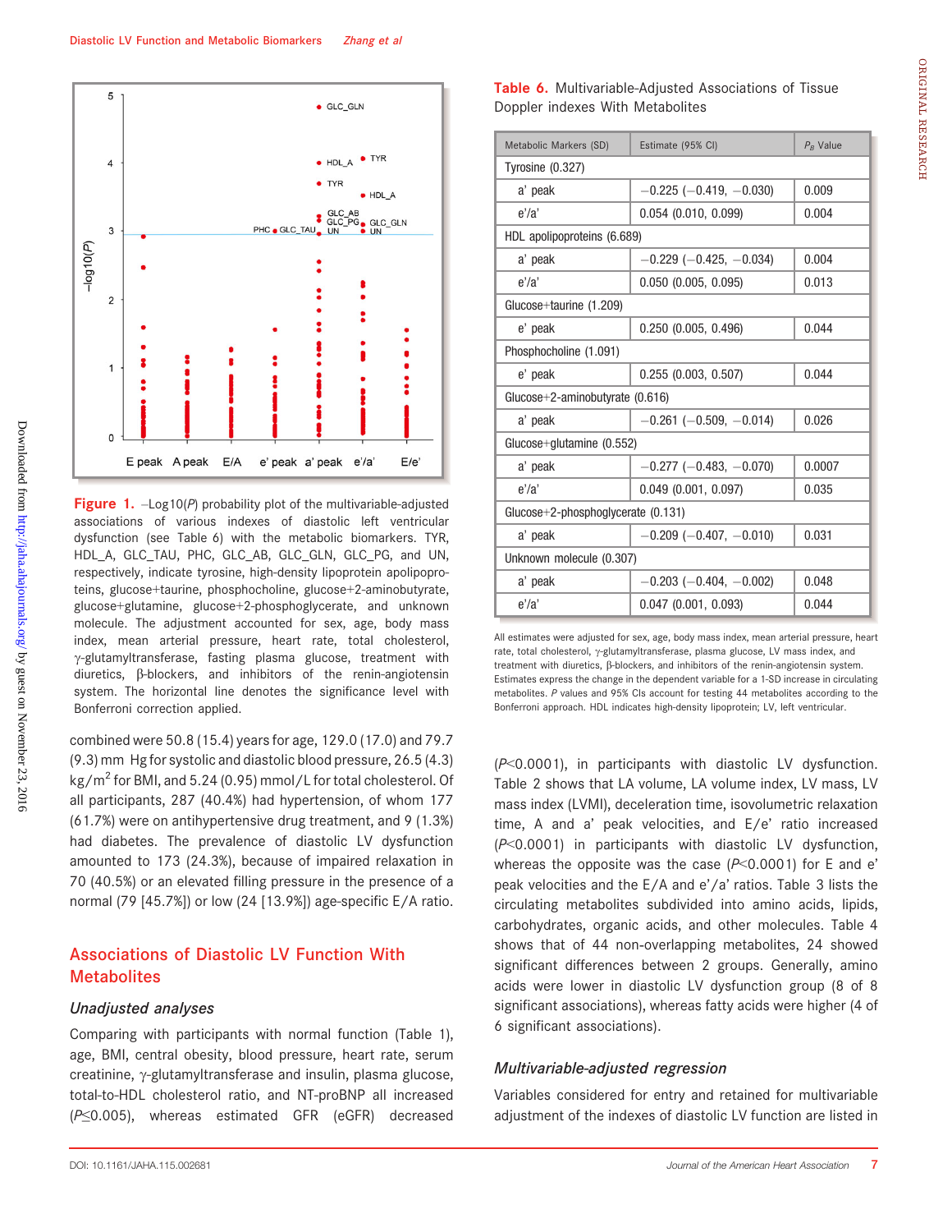Figure 1. −Log10(*P*) probability plot of the multivariable-adjusted associations of various indexes of diastolic left ventricular dysfunction (see Table 6) with the metabolic biomarkers. TYR, HDL_A, GLC_TAU, PHC, GLC_AB, GLC_GLN, GLC_PG, and UN, respectively, indicate tyrosine, high-density lipoprotein apolipoproteins, glucose+taurine, phosphocholine, glucose+2-aminobutyrate, glucose+glutamine, glucose+2-phosphoglycerate, and unknown molecule. The adjustment accounted for sex, age, body mass index, mean arterial pressure, heart rate, total cholesterol, γ-glutamyltransferase, fasting plasma glucose, treatment with diuretics, β-blockers, and inhibitors of the renin-angiotensin system. The horizontal line denotes the significance level with Bonferroni correction applied.

combined were 50.8 (15.4) years for age, 129.0 (17.0) and 79.7 (9.3) mm Hg for systolic and diastolic blood pressure, 26.5 (4.3) kg/m$^2$ for BMI, and 5.24 (0.95) mmol/L for total cholesterol. Of all participants, 287 (40.4%) had hypertension, of whom 177 (61.7%) were on antihypertensive drug treatment, and 9 (1.3%) had diabetes. The prevalence of diastolic LV dysfunction amounted to 173 (24.3%), because of impaired relaxation in 70 (40.5%) or an elevated filling pressure in the presence of a normal (79 [45.7%]) or low (24 [13.9%]) age-specific E/A ratio.

## Associations of Diastolic LV Function With Metabolites

### *Unadjusted analyses*

Comparing with participants with normal function (Table 1), age, BMI, central obesity, blood pressure, heart rate, serum creatinine, γ-glutamyltransferase and insulin, plasma glucose, total-to-HDL cholesterol ratio, and NT-proBNP all increased ($P \leq 0.005$), whereas estimated GFR (eGFR) decreased ($P<0.0001$), in participants with diastolic LV dysfunction. Table 2 shows that LA volume, LA volume index, LV mass, LV mass index (LVMI), deceleration time, isovolumetric relaxation time, A and a′ peak velocities, and E/e′ ratio increased ($P<0.0001$) in participants with diastolic LV dysfunction, whereas the opposite was the case ($P<0.0001$) for E and e′ peak velocities and the E/A and e′/a′ ratios. Table 3 lists the circulating metabolites subdivided into amino acids, lipids, carbohydrates, organic acids, and other molecules. Table 4 shows that of 44 non-overlapping metabolites, 24 showed significant differences between 2 groups. Generally, amino acids were lower in diastolic LV dysfunction group (8 of 8 significant associations), whereas fatty acids were higher (4 of 6 significant associations).

Table 6. Multivariable-Adjusted Associations of Tissue Doppler indexes With Metabolites

| Metabolic Markers (SD) | Estimate (95% CI) | $P_B$ Value |
|---|---|---|
| Tyrosine (0.327) | | |
| a′ peak | −0.225 (−0.419, −0.030) | 0.009 |
| e′/a′ | 0.054 (0.010, 0.099) | 0.004 |
| HDL apolipoproteins (6.689) | | |
| a′ peak | −0.229 (−0.425, −0.034) | 0.004 |
| e′/a′ | 0.050 (0.005, 0.095) | 0.013 |
| Glucose+taurine (1.209) | | |
| e′ peak | 0.250 (0.005, 0.496) | 0.044 |
| Phosphocholine (1.091) | | |
| e′ peak | 0.255 (0.003, 0.507) | 0.044 |
| Glucose+2-aminobutyrate (0.616) | | |
| a′ peak | −0.261 (−0.509, −0.014) | 0.026 |
| Glucose+glutamine (0.552) | | |
| a′ peak | −0.277 (−0.483, −0.070) | 0.0007 |
| e′/a′ | 0.049 (0.001, 0.097) | 0.035 |
| Glucose+2-phosphoglycerate (0.131) | | |
| a′ peak | −0.209 (−0.407, −0.010) | 0.031 |
| Unknown molecule (0.307) | | |
| a′ peak | −0.203 (−0.404, −0.002) | 0.048 |
| e′/a′ | 0.047 (0.001, 0.093) | 0.044 |

All estimates were adjusted for sex, age, body mass index, mean arterial pressure, heart rate, total cholesterol, γ-glutamyltransferase, plasma glucose, LV mass index, and treatment with diuretics, β-blockers, and inhibitors of the renin-angiotensin system. Estimates express the change in the dependent variable for a 1-SD increase in circulating metabolites. *P* values and 95% CIs account for testing 44 metabolites according to the Bonferroni approach. HDL indicates high-density lipoprotein; LV, left ventricular.

### *Multivariable-adjusted regression*

Variables considered for entry and retained for multivariable adjustment of the indexes of diastolic LV function are listed in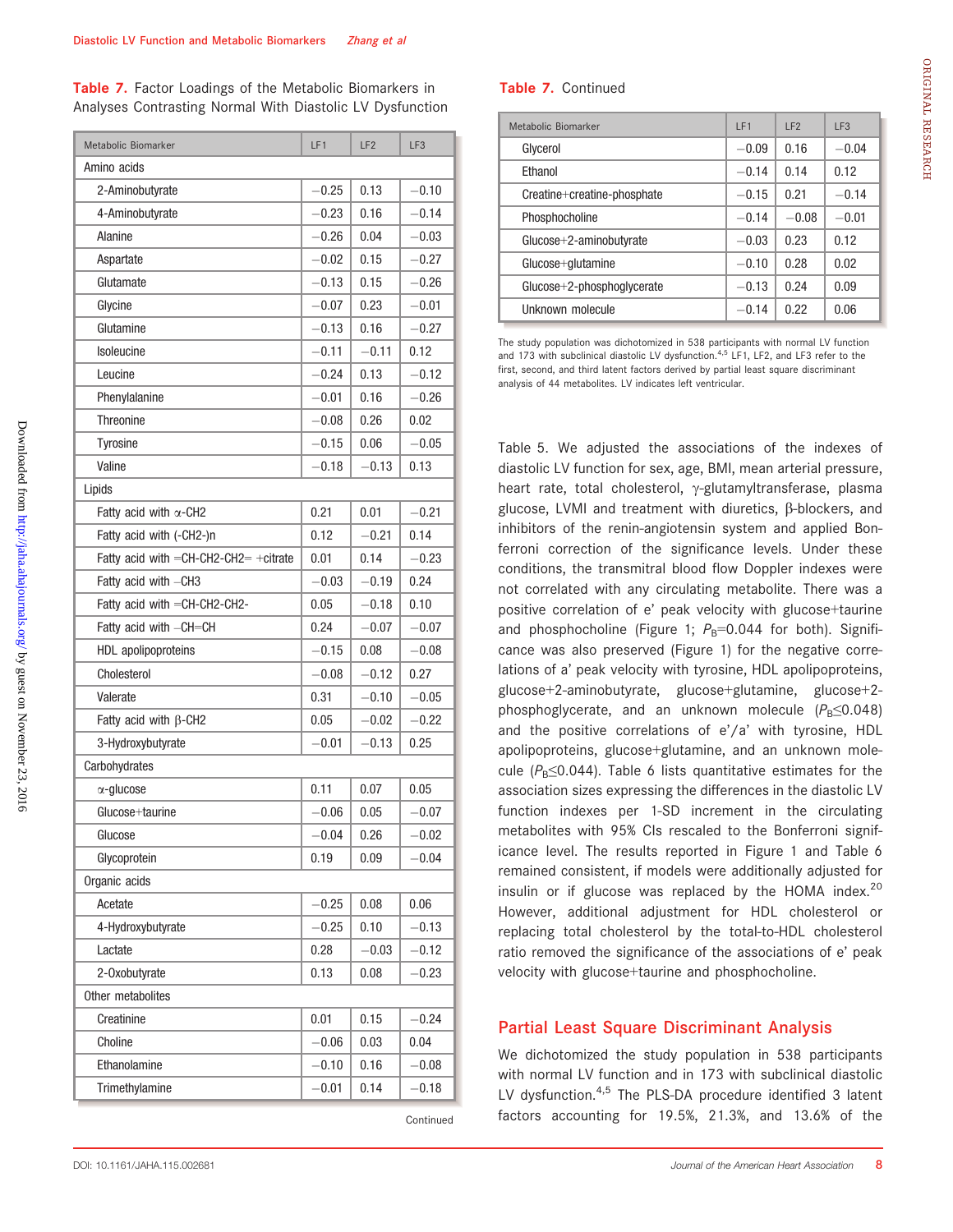**Table 7.** Factor Loadings of the Metabolic Biomarkers in Analyses Contrasting Normal With Diastolic LV Dysfunction

| Metabolic Biomarker | LF1 | LF2 | LF3 |
|---|---|---|---|
| Amino acids | | | |
| 2-Aminobutyrate | −0.25 | 0.13 | −0.10 |
| 4-Aminobutyrate | −0.23 | 0.16 | −0.14 |
| Alanine | −0.26 | 0.04 | −0.03 |
| Aspartate | −0.02 | 0.15 | −0.27 |
| Glutamate | −0.13 | 0.15 | −0.26 |
| Glycine | −0.07 | 0.23 | −0.01 |
| Glutamine | −0.13 | 0.16 | −0.27 |
| Isoleucine | −0.11 | −0.11 | 0.12 |
| Leucine | −0.24 | 0.13 | −0.12 |
| Phenylalanine | −0.01 | 0.16 | −0.26 |
| Threonine | −0.08 | 0.26 | 0.02 |
| Tyrosine | −0.15 | 0.06 | −0.05 |
| Valine | −0.18 | −0.13 | 0.13 |
| Lipids | | | |
| Fatty acid with α-CH2 | 0.21 | 0.01 | −0.21 |
| Fatty acid with (-CH2-)n | 0.12 | −0.21 | 0.14 |
| Fatty acid with =CH-CH2-CH2= +citrate | 0.01 | 0.14 | −0.23 |
| Fatty acid with −CH3 | −0.03 | −0.19 | 0.24 |
| Fatty acid with =CH-CH2-CH2- | 0.05 | −0.18 | 0.10 |
| Fatty acid with −CH=CH | 0.24 | −0.07 | −0.07 |
| HDL apolipoproteins | −0.15 | 0.08 | −0.08 |
| Cholesterol | −0.08 | −0.12 | 0.27 |
| Valerate | 0.31 | −0.10 | −0.05 |
| Fatty acid with β-CH2 | 0.05 | −0.02 | −0.22 |
| 3-Hydroxybutyrate | −0.01 | −0.13 | 0.25 |
| Carbohydrates | | | |
| α-glucose | 0.11 | 0.07 | 0.05 |
| Glucose+taurine | −0.06 | 0.05 | −0.07 |
| Glucose | −0.04 | 0.26 | −0.02 |
| Glycoprotein | 0.19 | 0.09 | −0.04 |
| Organic acids | | | |
| Acetate | −0.25 | 0.08 | 0.06 |
| 4-Hydroxybutyrate | −0.25 | 0.10 | −0.13 |
| Lactate | 0.28 | −0.03 | −0.12 |
| 2-Oxobutyrate | 0.13 | 0.08 | −0.23 |
| Other metabolites | | | |
| Creatinine | 0.01 | 0.15 | −0.24 |
| Choline | −0.06 | 0.03 | 0.04 |
| Ethanolamine | −0.10 | 0.16 | −0.08 |
| Trimethylamine | −0.01 | 0.14 | −0.18 |
| Glycerol | −0.09 | 0.16 | −0.04 |
| Ethanol | −0.14 | 0.14 | 0.12 |
| Creatine+creatine-phosphate | −0.15 | 0.21 | −0.14 |
| Phosphocholine | −0.14 | −0.08 | −0.01 |
| Glucose+2-aminobutyrate | −0.03 | 0.23 | 0.12 |
| Glucose+glutamine | −0.10 | 0.28 | 0.02 |
| Glucose+2-phosphoglycerate | −0.13 | 0.24 | 0.09 |
| Unknown molecule | −0.14 | 0.22 | 0.06 |

The study population was dichotomized in 538 participants with normal LV function and 173 with subclinical diastolic LV dysfunction.[4,5] LF1, LF2, and LF3 refer to the first, second, and third latent factors derived by partial least square discriminant analysis of 44 metabolites. LV indicates left ventricular.

Table 5. We adjusted the associations of the indexes of diastolic LV function for sex, age, BMI, mean arterial pressure, heart rate, total cholesterol, γ-glutamyltransferase, plasma glucose, LVMI and treatment with diuretics, β-blockers, and inhibitors of the renin-angiotensin system and applied Bonferroni correction of the significance levels. Under these conditions, the transmitral blood flow Doppler indexes were not correlated with any circulating metabolite. There was a positive correlation of e′ peak velocity with glucose+taurine and phosphocholine (Figure 1; $P_B$=0.044 for both). Significance was also preserved (Figure 1) for the negative correlations of a′ peak velocity with tyrosine, HDL apolipoproteins, glucose+2-aminobutyrate, glucose+glutamine, glucose+2-phosphoglycerate, and an unknown molecule ($P_B \leq 0.048$) and the positive correlations of e′/a′ with tyrosine, HDL apolipoproteins, glucose+glutamine, and an unknown molecule ($P_B \leq 0.044$). Table 6 lists quantitative estimates for the association sizes expressing the differences in the diastolic LV function indexes per 1-SD increment in the circulating metabolites with 95% CIs rescaled to the Bonferroni significance level. The results reported in Figure 1 and Table 6 remained consistent, if models were additionally adjusted for insulin or if glucose was replaced by the HOMA index.[20] However, additional adjustment for HDL cholesterol or replacing total cholesterol by the total-to-HDL cholesterol ratio removed the significance of the associations of e′ peak velocity with glucose+taurine and phosphocholine.

## Partial Least Square Discriminant Analysis

We dichotomized the study population in 538 participants with normal LV function and in 173 with subclinical diastolic LV dysfunction.[4,5] The PLS-DA procedure identified 3 latent factors accounting for 19.5%, 21.3%, and 13.6% of the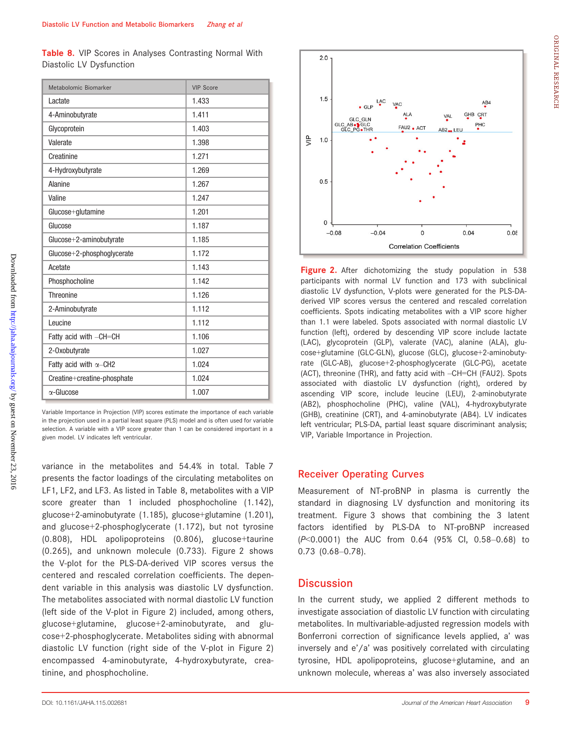**Table 8.** VIP Scores in Analyses Contrasting Normal With Diastolic LV Dysfunction

| Metabolomic Biomarker | VIP Score |
| --- | --- |
| Lactate | 1.433 |
| 4-Aminobutyrate | 1.411 |
| Glycoprotein | 1.403 |
| Valerate | 1.398 |
| Creatinine | 1.271 |
| 4-Hydroxybutyrate | 1.269 |
| Alanine | 1.267 |
| Valine | 1.247 |
| Glucose+glutamine | 1.201 |
| Glucose | 1.187 |
| Glucose+2-aminobutyrate | 1.185 |
| Glucose+2-phosphoglycerate | 1.172 |
| Acetate | 1.143 |
| Phosphocholine | 1.142 |
| Threonine | 1.126 |
| 2-Aminobutyrate | 1.112 |
| Leucine | 1.112 |
| Fatty acid with –CH=CH | 1.106 |
| 2-Oxobutyrate | 1.027 |
| Fatty acid with α–CH2 | 1.024 |
| Creatine+creatine-phosphate | 1.024 |
| α-Glucose | 1.007 |

Variable Importance in Projection (VIP) scores estimate the importance of each variable in the projection used in a partial least square (PLS) model and is often used for variable selection. A variable with a VIP score greater than 1 can be considered important in a given model. LV indicates left ventricular.

variance in the metabolites and 54.4% in total. Table 7 presents the factor loadings of the circulating metabolites on LF1, LF2, and LF3. As listed in Table 8, metabolites with a VIP score greater than 1 included phosphocholine (1.142), glucose+2-aminobutyrate (1.185), glucose+glutamine (1.201), and glucose+2-phosphoglycerate (1.172), but not tyrosine (0.808), HDL apolipoproteins (0.806), glucose+taurine (0.265), and unknown molecule (0.733). Figure 2 shows the V-plot for the PLS-DA-derived VIP scores versus the centered and rescaled correlation coefficients. The dependent variable in this analysis was diastolic LV dysfunction. The metabolites associated with normal diastolic LV function (left side of the V-plot in Figure 2) included, among others, glucose+glutamine, glucose+2-aminobutyrate, and glucose+2-phosphoglycerate. Metabolites siding with abnormal diastolic LV function (right side of the V-plot in Figure 2) encompassed 4-aminobutyrate, 4-hydroxybutyrate, creatinine, and phosphocholine.

**Figure 2.** After dichotomizing the study population in 538 participants with normal LV function and 173 with subclinical diastolic LV dysfunction, V-plots were generated for the PLS-DA-derived VIP scores versus the centered and rescaled correlation coefficients. Spots indicating metabolites with a VIP score higher than 1.1 were labeled. Spots associated with normal diastolic LV function (left), ordered by descending VIP score include lactate (LAC), glycoprotein (GLP), valerate (VAC), alanine (ALA), glucose+glutamine (GLC-GLN), glucose (GLC), glucose+2-aminobutyrate (GLC-AB), glucose+2-phosphoglycerate (GLC-PG), acetate (ACT), threonine (THR), and fatty acid with –CH=CH (FAU2). Spots associated with diastolic LV dysfunction (right), ordered by ascending VIP score, include leucine (LEU), 2-aminobutyrate (AB2), phosphocholine (PHC), valine (VAL), 4-hydroxybutyrate (GHB), creatinine (CRT), and 4-aminobutyrate (AB4). LV indicates left ventricular; PLS-DA, partial least square discriminant analysis; VIP, Variable Importance in Projection.

## Receiver Operating Curves

Measurement of NT-proBNP in plasma is currently the standard in diagnosing LV dysfunction and monitoring its treatment. Figure 3 shows that combining the 3 latent factors identified by PLS-DA to NT-proBNP increased ($P<0.0001$) the AUC from 0.64 (95% CI, 0.58–0.68) to 0.73 (0.68–0.78).

## Discussion

In the current study, we applied 2 different methods to investigate association of diastolic LV function with circulating metabolites. In multivariable-adjusted regression models with Bonferroni correction of significance levels applied, a′ was inversely and e′/a′ was positively correlated with circulating tyrosine, HDL apolipoproteins, glucose+glutamine, and an unknown molecule, whereas a′ was also inversely associated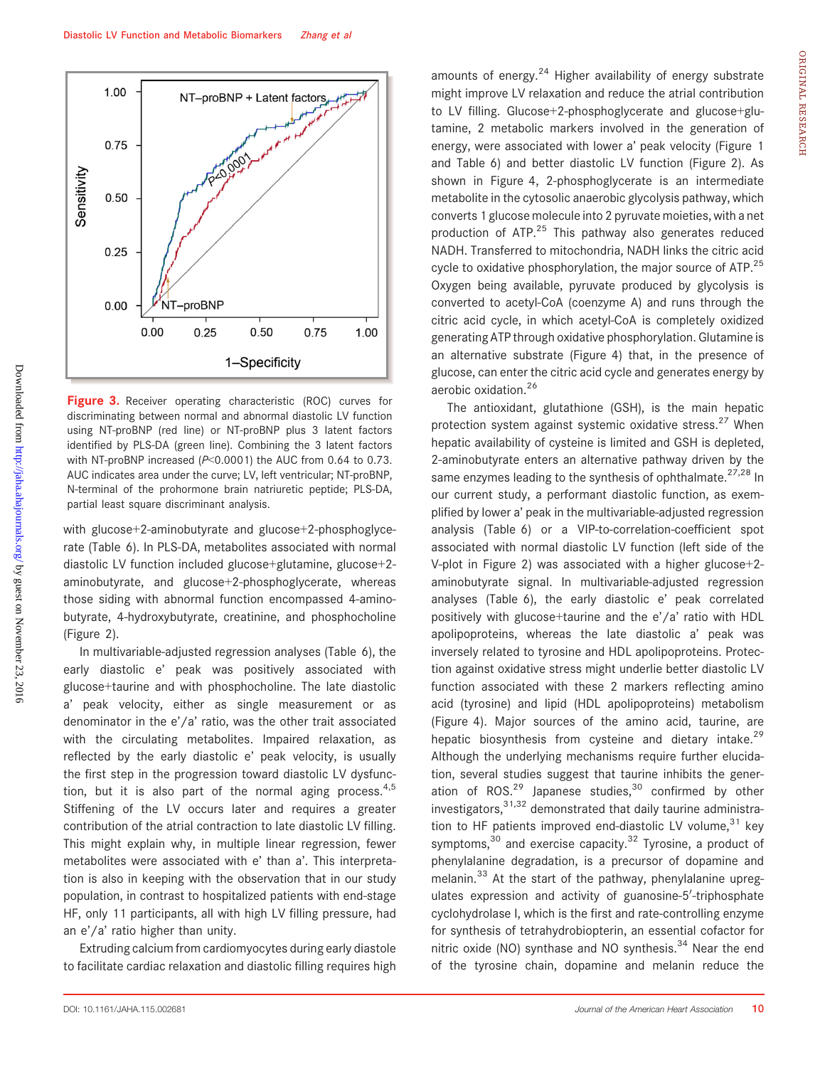Figure 3. Receiver operating characteristic (ROC) curves for discriminating between normal and abnormal diastolic LV function using NT-proBNP (red line) or NT-proBNP plus 3 latent factors identified by PLS-DA (green line). Combining the 3 latent factors with NT-proBNP increased ($P$<0.0001) the AUC from 0.64 to 0.73. AUC indicates area under the curve; LV, left ventricular; NT-proBNP, N-terminal of the prohormone brain natriuretic peptide; PLS-DA, partial least square discriminant analysis.

with glucose+2-aminobutyrate and glucose+2-phosphoglycerate (Table 6). In PLS-DA, metabolites associated with normal diastolic LV function included glucose+glutamine, glucose+2-aminobutyrate, and glucose+2-phosphoglycerate, whereas those siding with abnormal function encompassed 4-aminobutyrate, 4-hydroxybutyrate, creatinine, and phosphocholine (Figure 2).

In multivariable-adjusted regression analyses (Table 6), the early diastolic e' peak was positively associated with glucose+taurine and with phosphocholine. The late diastolic a' peak velocity, either as single measurement or as denominator in the e'/a' ratio, was the other stat associated with the circulating metabolites. Impaired relaxation, as reflected by the early diastolic e' peak velocity, is usually the first step in the progression toward diastolic LV dysfunction, but it is also part of the normal aging process.[4,5] Stiffening of the LV occurs later and requires a greater contribution of the atrial contraction to late diastolic LV filling. This might explain why, in multiple linear regression, fewer metabolites were associated with e' than a'. This interpretation is also in keeping with the observation that in our study population, in contrast to hospitalized patients with end-stage HF, only 11 participants, all with high LV filling pressure, had an e'/a' ratio higher than unity.

Extruding calcium from cardiomyocytes during early diastole to facilitate cardiac relaxation and diastolic filling requires high amounts of energy.[24] Higher availability of energy substrate might improve LV relaxation and reduce the atrial contribution to LV filling. Glucose+2-phosphoglycerate and glucose+glutamine, 2 metabolic markers involved in the generation of energy, were associated with lower a' peak velocity (Figure 1 and Table 6) and better diastolic LV function (Figure 2). As shown in Figure 4, 2-phosphoglycerate is an intermediate metabolite in the cytosolic anaerobic glycolysis pathway, which converts 1 glucose molecule into 2 pyruvate moieties, with a net production of ATP.[25] This pathway also generates reduced NADH. Transferred to mitochondria, NADH links the citric acid cycle to oxidative phosphorylation, the major source of ATP.[25] Oxygen being available, pyruvate produced by glycolysis is converted to acetyl-CoA (coenzyme A) and runs through the citric acid cycle, in which acetyl-CoA is completely oxidized generating ATP through oxidative phosphorylation. Glutamine is an alternative substrate (Figure 4) that, in the presence of glucose, can enter the citric acid cycle and generates energy by aerobic oxidation.[26]

The antioxidant, glutathione (GSH), is the main hepatic protection system against systemic oxidative stress.[27] When hepatic availability of cysteine is limited and GSH is depleted, 2-aminobutyrate enters an alternative pathway driven by the same enzymes leading to the synthesis of ophthalmate.[27,28] In our current study, a performant diastolic function, as exemplified by lower a' peak in the multivariable-adjusted regression analysis (Table 6) or a VIP-to-correlation-coefficient spot associated with normal diastolic LV function (left side of the V-plot in Figure 2) was associated with a higher glucose+2-aminobutyrate signal. In multivariable-adjusted regression analyses (Table 6), the early diastolic e' peak correlated positively with glucose+taurine and the e'/a' ratio with HDL apolipoproteins, whereas the late diastolic a' peak was inversely related to tyrosine and HDL apolipoproteins. Protection against oxidative stress might underlie better diastolic LV function associated with these 2 markers reflecting amino acid (tyrosine) and lipid (HDL apolipoproteins) metabolism (Figure 4). Major sources of the amino acid, taurine, are hepatic biosynthesis from cysteine and dietary intake.[29] Although the underlying mechanisms require further elucidation, several studies suggest that taurine inhibits the generation of ROS.[29] Japanese studies,[30] confirmed by other investigators,[31,32] demonstrated that daily taurine administration to HF patients improved end-diastolic LV volume,[31] key symptoms,[30] and exercise capacity.[32] Tyrosine, a product of phenylalanine degradation, is a precursor of dopamine and melanin.[33] At the start of the pathway, phenylalanine upregulates expression and activity of guanosine-5′-triphosphate cyclohydrolase I, which is the first and rate-controlling enzyme for synthesis of tetrahydrobiopterin, an essential cofactor for nitric oxide (NO) synthase and NO synthesis.[34] Near the end of the tyrosine chain, dopamine and melanin reduce the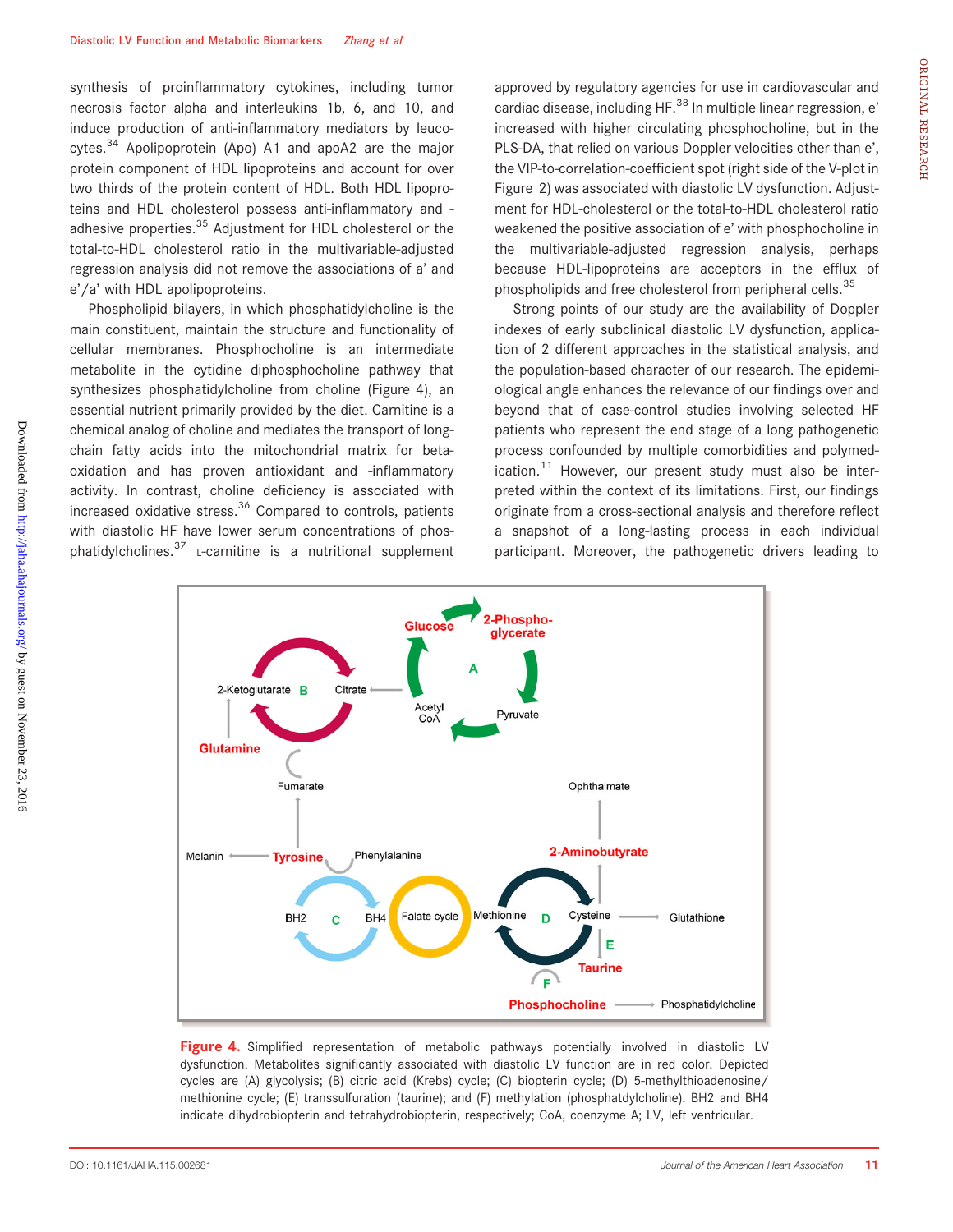synthesis of proinflammatory cytokines, including tumor necrosis factor alpha and interleukins 1b, 6, and 10, and induce production of anti-inflammatory mediators by leucocytes.[34] Apolipoprotein (Apo) A1 and apoA2 are the major protein component of HDL lipoproteins and account for over two thirds of the protein content of HDL. Both HDL lipoproteins and HDL cholesterol possess anti-inflammatory and -adhesive properties.[35] Adjustment for HDL cholesterol or the total-to-HDL cholesterol ratio in the multivariable-adjusted regression analysis did not remove the associations of a' and e'/a' with HDL apolipoproteins.

Phospholipid bilayers, in which phosphatidylcholine is the main constituent, maintain the structure and functionality of cellular membranes. Phosphocholine is an intermediate metabolite in the cytidine diphosphocholine pathway that synthesizes phosphatidylcholine from choline (Figure 4), an essential nutrient primarily provided by the diet. Carnitine is a chemical analog of choline and mediates the transport of long-chain fatty acids into the mitochondrial matrix for beta-oxidation and has proven antioxidant and -inflammatory activity. In contrast, choline deficiency is associated with increased oxidative stress.[36] Compared to controls, patients with diastolic HF have lower serum concentrations of phosphatidylcholines.[37] L-carnitine is a nutritional supplement approved by regulatory agencies for use in cardiovascular and cardiac disease, including HF.[38] In multiple linear regression, e' increased with higher circulating phosphocholine, but in the PLS-DA, that relied on various Doppler velocities other than e', the VIP-to-correlation-coefficient spot (right side of the V-plot in Figure 2) was associated with diastolic LV dysfunction. Adjustment for HDL-cholesterol or the total-to-HDL cholesterol ratio weakened the positive association of e' with phosphocholine in the multivariable-adjusted regression analysis, perhaps because HDL-lipoproteins are acceptors in the efflux of phospholipids and free cholesterol from peripheral cells.[35]

Strong points of our study are the availability of Doppler indexes of early subclinical diastolic LV dysfunction, application of 2 different approaches in the statistical analysis, and the population-based character of our research. The epidemiological angle enhances the relevance of our findings over and beyond that of case-control studies involving selected HF patients who represent the end stage of a long pathogenetic process confounded by multiple comorbidities and polymedication.[11] However, our present study must also be interpreted within the context of its limitations. First, our findings originate from a cross-sectional analysis and therefore reflect a snapshot of a long-lasting process in each individual participant. Moreover, the pathogenetic drivers leading to

**Figure 4.** Simplified representation of metabolic pathways potentially involved in diastolic LV dysfunction. Metabolites significantly associated with diastolic LV function are in red color. Depicted cycles are (A) glycolysis; (B) citric acid (Krebs) cycle; (C) biopterin cycle; (D) 5-methylthioadenosine/methionine cycle; (E) transsulfuration (taurine); and (F) methylation (phosphatdylcholine). BH2 and BH4 indicate dihydrobiopterin and tetrahydrobiopterin, respectively; CoA, coenzyme A; LV, left ventricular.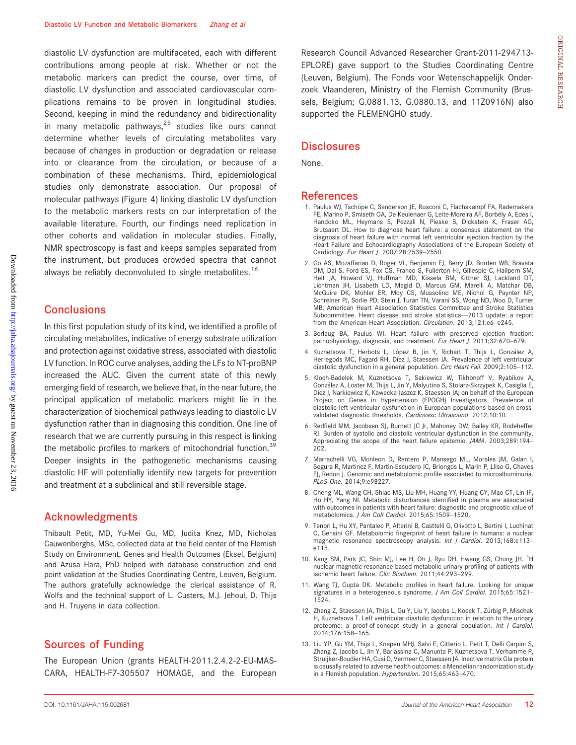diastolic LV dysfunction are multifaceted, each with different contributions among people at risk. Whether or not the metabolic markers can predict the course, over time, of diastolic LV dysfunction and associated cardiovascular complications remains to be proven in longitudinal studies. Second, keeping in mind the redundancy and bidirectionality in many metabolic pathways,[25] studies like ours cannot determine whether levels of circulating metabolites vary because of changes in production or degradation or release into or clearance from the circulation, or because of a combination of these mechanisms. Third, epidemiological studies only demonstrate association. Our proposal of molecular pathways (Figure 4) linking diastolic LV dysfunction to the metabolic markers rests on our interpretation of the available literature. Fourth, our findings need replication in other cohorts and validation in molecular studies. Finally, NMR spectroscopy is fast and keeps samples separated from the instrument, but produces crowded spectra that cannot always be reliably deconvoluted to single metabolites.[16]

## Conclusions

In this first population study of its kind, we identified a profile of circulating metabolites, indicative of energy substrate utilization and protection against oxidative stress, associated with diastolic LV function. In ROC curve analyses, adding the LFs to NT-proBNP increased the AUC. Given the current state of this newly emerging field of research, we believe that, in the near future, the principal application of metabolic markers might lie in the characterization of biochemical pathways leading to diastolic LV dysfunction rather than in diagnosing this condition. One line of research that we are currently pursuing in this respect is linking the metabolic profiles to markers of mitochondrial function.[39] Deeper insights in the pathogenetic mechanisms causing diastolic HF will potentially identify new targets for prevention and treatment at a subclinical and still reversible stage.

## Acknowledgments

Thibault Petit, MD, Yu-Mei Gu, MD, Judita Knez, MD, Nicholas Cauwenberghs, MSc, collected data at the field center of the Flemish Study on Environment, Genes and Health Outcomes (Eksel, Belgium) and Azusa Hara, PhD helped with database construction and end point validation at the Studies Coordinating Centre, Leuven, Belgium. The authors gratefully acknowledge the clerical assistance of R. Wolfs and the technical support of L. Custers, M.J. Jehoul, D. Thijs and H. Truyens in data collection.

## Sources of Funding

The European Union (grants HEALTH-2011.2.4.2-2-EU-MASCARA, HEALTH-F7-305507 HOMAGE, and the European Research Council Advanced Researcher Grant-2011-294713-EPLORE) gave support to the Studies Coordinating Centre (Leuven, Belgium). The Fonds voor Wetenschappelijk Onderzoek Vlaanderen, Ministry of the Flemish Community (Brussels, Belgium; G.0881.13, G.0880.13, and 11Z0916N) also supported the FLEMENGHO study.

## Disclosures

None.

## References

1. Paulus WJ, Tschöpe C, Sanderson JE, Rusconi C, Flachskampf FA, Rademakers FE, Marino P, Smiseth OA, De Keulenaer G, Leite-Moreira AF, Borbély A, Edes I, Handoko ML, Heymans S, Pezzali N, Pieske B, Dickstein K, Fraser AG, Brutsaert DL. How to diagnose heart failure: a consensus statement on the diagnosis of heart failure with normal left ventricular ejection fraction by the Heart Failure and Echocardiography Associations of the European Society of Cardiology. *Eur Heart J*. 2007;28:2539–2550.
2. Go AS, Mozaffarian D, Roger VL, Benjamin EJ, Berry JD, Borden WB, Bravata DM, Dai S, Ford ES, Fox CS, Franco S, Fullerton HJ, Gillespie C, Hailpern SM, Heit JA, Howard VJ, Huffman MD, Kissela BM, Kittner SJ, Lackland DT, Lichtman JH, Lisabeth LD, Magid D, Marcus GM, Marelli A, Matchar DB, McGuire DK, Mohler ER, Moy CS, Mussolino ME, Nichol G, Paynter NP, Schreiner PJ, Sorlie PD, Stein J, Turan TN, Varani SS, Wong ND, Woo D, Turner MB; American Heart Association Statistics Committee and Stroke Statistics Subcommittee. Heart disease and stroke statistics—2013 update: a report from the American Heart Association. *Circulation*. 2013;121:e6–e245.
3. Borlaug BA, Paulus WJ. Heart failure with preserved ejection fraction: pathophysiology, diagnosis, and treatment. *Eur Heart J*. 2011;32:670–679.
4. Kuznetsova T, Herbots L, López B, Jin Y, Richart T, Thijs L, González A, Herregods MC, Fagard RH, Díez J, Staessen JA. Prevalence of left ventricular diastolic dysfunction in a general population. *Circ Heart Fail*. 2009;2:105–112.
5. Kloch-Badelek M, Kuznetsova T, Sakiewicz W, Tikhonoff V, Ryabikov A, González A, Loster M, Thijs L, Jin Y, Malyutina S, Stolarz-Skrzypek K, Casiglia E, Díez J, Narkiewicz K, Kawecka-Jaszcz K, Staessen JA; on behalf of the European Project on Genes in Hypertension (EPOGH) Investigators. Prevalence of diastolic left ventricular dysfunction in European populations based on cross-validated diagnostic thresholds. *Cardiovasc Ultrasound*. 2012;10:10.
6. Redfield MM, Jacobsen SJ, Burnett JC Jr, Mahoney DW, Bailey KR, Rodeheffer RJ. Burden of systolic and diastolic ventricular dysfunction in the community. Appreciating the scope of the heart failure epidemic. *JAMA*. 2003;289:194–202.
7. Marrachelli VG, Monleon D, Rentero P, Mansego ML, Morales JM, Galan I, Segura R, Martinez F, Martin-Escudero JC, Briongos L, Marin P, Lliso G, Chaves FJ, Redon J. Genomic and metabolomic profile associated to microalbuminuria. *PLoS One*. 2014;9:e98227.
8. Cheng ML, Wang CH, Shiao MS, Liu MH, Huang YY, Huang CY, Mao CT, Lin JF, Ho HY, Yang NI. Metabolic disturbances identified in plasma are associated with outcomes in patients with heart failure: diagnostic and prognostic value of metabolomics. *J Am Coll Cardiol*. 2015;65:1509–1520.
9. Tenori L, Hu XY, Pantaleo P, Alterini B, Castelli G, Olivotto L, Bertini I, Luchinat C, Gensini GF. Metabolomic fingerprint of heart failure in humans: a nuclear magnetic resonance spectroscopy analysis. *Int J Cardiol*. 2013;168:e113–e115.
10. Kang SM, Park JC, Shin MJ, Lee H, Oh J, Ryu DH, Hwang GS, Chung JH. $^{1}$H nuclear magnetic resonance based metabolic urinary profiling of patients with ischemic heart failure. *Clin Biochem*. 2011;44:293–299.
11. Wang TJ, Gupta DK. Metabolic profiles in heart failure. Looking for unique signatures in a heterogeneous syndrome. *J Am Coll Cardiol*. 2015;65:1521–1524.
12. Zhang Z, Staessen JA, Thijs L, Gu Y, Liu Y, Jacobs L, Koeck T, Zürbig P, Mischak H, Kuznetsova T. Left ventricular diastolic dysfunction in relation to the urinary proteome: a proof-of-concept study in a general population. *Int J Cardiol*. 2014;176:158–165.
13. Liu YP, Gu YM, Thijs L, Knapen MHJ, Salvi E, Citterio L, Petit T, Delli Carpini S, Zhang Z, Jacobs L, Jin Y, Barlassina C, Manunta P, Kuznetsova T, Verhamme P, Struijker-Boudier HA, Cusi D, Vermeer C, Staessen JA. Inactive matrix Gla protein is causally related to adverse health outcomes: a Mendelian randomization study in a Flemish population. *Hypertension*. 2015;65:463–470.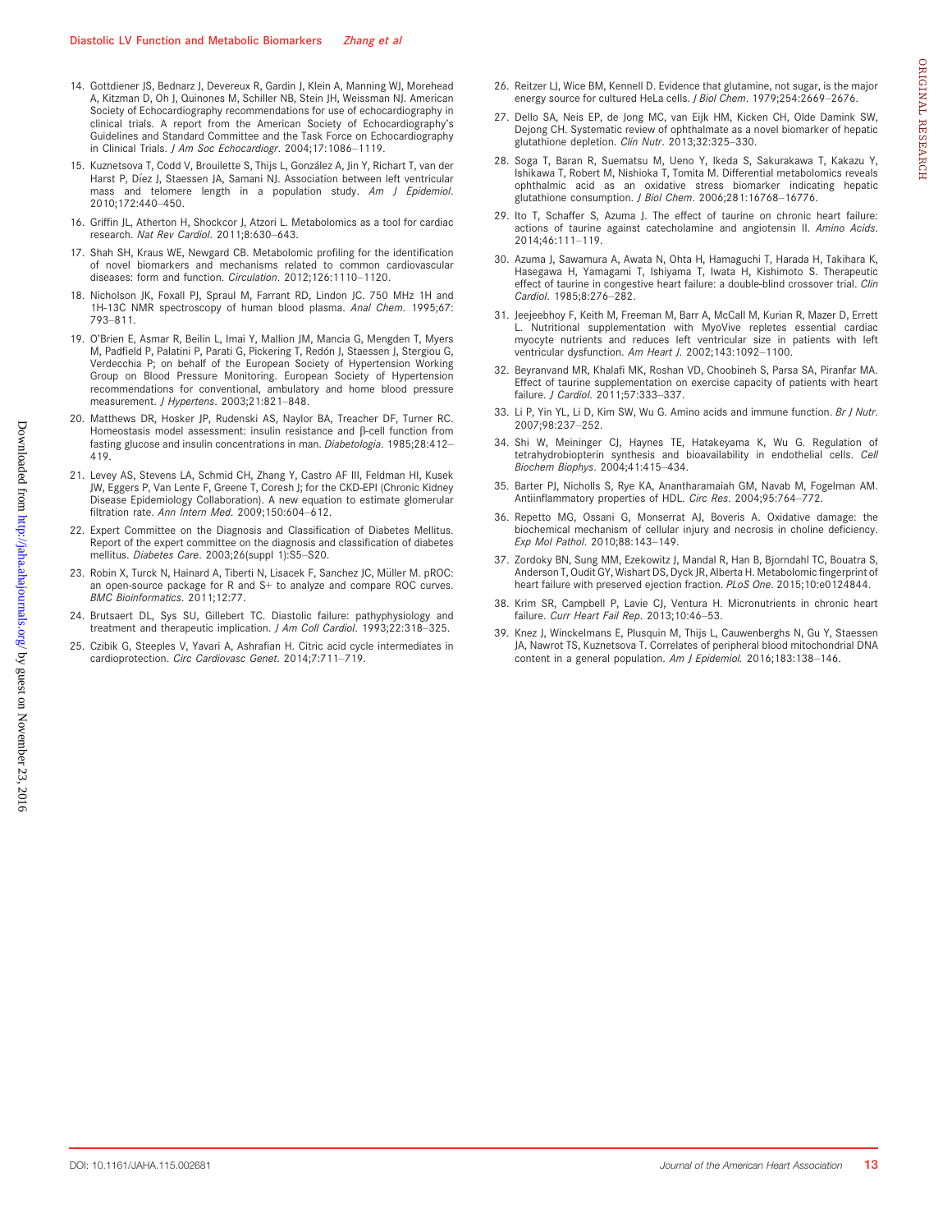14. Gottdiener JS, Bednarz J, Devereux R, Gardin J, Klein A, Manning WJ, Morehead A, Kitzman D, Oh J, Quinones M, Schiller NB, Stein JH, Weissman NJ. American Society of Echocardiography recommendations for use of echocardiography in clinical trials. A report from the American Society of Echocardiography's Guidelines and Standard Committee and the Task Force on Echocardiography in Clinical Trials. *J Am Soc Echocardiogr*. 2004;17:1086–1119.

15. Kuznetsova T, Codd V, Brouilette S, Thijs L, González A, Jin Y, Richart T, van der Harst P, Díez J, Staessen JA, Samani NJ. Association between left ventricular mass and telomere length in a population study. *Am J Epidemiol*. 2010;172:440–450.

16. Griffin JL, Atherton H, Shockcor J, Atzori L. Metabolomics as a tool for cardiac research. *Nat Rev Cardiol*. 2011;8:630–643.

17. Shah SH, Kraus WE, Newgard CB. Metabolomic profiling for the identification of novel biomarkers and mechanisms related to common cardiovascular diseases: form and function. *Circulation*. 2012;126:1110–1120.

18. Nicholson JK, Foxall PJ, Spraul M, Farrant RD, Lindon JC. 750 MHz 1H and 1H-13C NMR spectroscopy of human blood plasma. *Anal Chem*. 1995;67:793–811.

19. O'Brien E, Asmar R, Beilin L, Imai Y, Mallion JM, Mancia G, Mengden T, Myers M, Padfield P, Palatini P, Parati G, Pickering T, Redón J, Staessen J, Stergiou G, Verdecchia P; on behalf of the European Society of Hypertension Working Group on Blood Pressure Monitoring. European Society of Hypertension recommendations for conventional, ambulatory and home blood pressure measurement. *J Hypertens*. 2003;21:821–848.

20. Matthews DR, Hosker JP, Rudenski AS, Naylor BA, Treacher DF, Turner RC. Homeostasis model assessment: insulin resistance and β-cell function from fasting glucose and insulin concentrations in man. *Diabetologia*. 1985;28:412–419.

21. Levey AS, Stevens LA, Schmid CH, Zhang Y, Castro AF III, Feldman HI, Kusek JW, Eggers P, Van Lente F, Greene T, Coresh J; for the CKD-EPI (Chronic Kidney Disease Epidemiology Collaboration). A new equation to estimate glomerular filtration rate. *Ann Intern Med*. 2009;150:604–612.

22. Expert Committee on the Diagnosis and Classification of Diabetes Mellitus. Report of the expert committee on the diagnosis and classification of diabetes mellitus. *Diabetes Care*. 2003;26(suppl 1):S5–S20.

23. Robin X, Turck N, Hainard A, Tiberti N, Lisacek F, Sanchez JC, Müller M. pROC: an open-source package for R and S+ to analyze and compare ROC curves. *BMC Bioinformatics*. 2011;12:77.

24. Brutsaert DL, Sys SU, Gillebert TC. Diastolic failure: pathyphysiology and treatment and therapeutic implication. *J Am Coll Cardiol*. 1993;22:318–325.

25. Czibik G, Steeples V, Yavari A, Ashrafian H. Citric acid cycle intermediates in cardioprotection. *Circ Cardiovasc Genet*. 2014;7:711–719.

26. Reitzer LJ, Wice BM, Kennell D. Evidence that glutamine, not sugar, is the major energy source for cultured HeLa cells. *J Biol Chem*. 1979;254:2669–2676.

27. Dello SA, Neis EP, de Jong MC, van Eijk HM, Kicken CH, Olde Damink SW, Dejong CH. Systematic review of ophthalmate as a novel biomarker of hepatic glutathione depletion. *Clin Nutr*. 2013;32:325–330.

28. Soga T, Baran R, Suematsu M, Ueno Y, Ikeda S, Sakurakawa T, Kakazu Y, Ishikawa T, Robert M, Nishioka T, Tomita M. Differential metabolomics reveals ophthalmic acid as an oxidative stress biomarker indicating hepatic glutathione consumption. *J Biol Chem*. 2006;281:16768–16776.

29. Ito T, Schaffer S, Azuma J. The effect of taurine on chronic heart failure: actions of taurine against catecholamine and angiotensin II. *Amino Acids*. 2014;46:111–119.

30. Azuma J, Sawamura A, Awata N, Ohta H, Hamaguchi T, Harada H, Takihara K, Hasegawa H, Yamagami T, Ishiyama T, Iwata H, Kishimoto S. Therapeutic effect of taurine in congestive heart failure: a double-blind crossover trial. *Clin Cardiol*. 1985;8:276–282.

31. Jeejeebhoy F, Keith M, Freeman M, Barr A, McCall M, Kurian R, Mazer D, Errett L. Nutritional supplementation with MyoVive repletes essential cardiac myocyte nutrients and reduces left ventricular size in patients with left ventricular dysfunction. *Am Heart J*. 2002;143:1092–1100.

32. Beyranvand MR, Khalafi MK, Roshan VD, Choobineh S, Parsa SA, Piranfar MA. Effect of taurine supplementation on exercise capacity of patients with heart failure. *J Cardiol*. 2011;57:333–337.

33. Li P, Yin YL, Li D, Kim SW, Wu G. Amino acids and immune function. *Br J Nutr*. 2007;98:237–252.

34. Shi W, Meininger CJ, Haynes TE, Hatakeyama K, Wu G. Regulation of tetrahydrobiopterin synthesis and bioavailability in endothelial cells. *Cell Biochem Biophys*. 2004;41:415–434.

35. Barter PJ, Nicholls S, Rye KA, Anantharamaiah GM, Navab M, Fogelman AM. Antiinflammatory properties of HDL. *Circ Res*. 2004;95:764–772.

36. Repetto MG, Ossani G, Monserrat AJ, Boveris A. Oxidative damage: the biochemical mechanism of cellular injury and necrosis in choline deficiency. *Exp Mol Pathol*. 2010;88:143–149.

37. Zordoky BN, Sung MM, Ezekowitz J, Mandal R, Han B, Bjorndahl TC, Bouatra S, Anderson T, Oudit GY, Wishart DS, Dyck JR, Alberta H. Metabolomic fingerprint of heart failure with preserved ejection fraction. *PLoS One*. 2015;10:e0124844.

38. Krim SR, Campbell P, Lavie CJ, Ventura H. Micronutrients in chronic heart failure. *Curr Heart Fail Rep*. 2013;10:46–53.

39. Knez J, Winckelmans E, Plusquin M, Thijs L, Cauwenberghs N, Gu Y, Staessen JA, Nawrot TS, Kuznetsova T. Correlates of peripheral blood mitochondrial DNA content in a general population. *Am J Epidemiol*. 2016;183:138–146.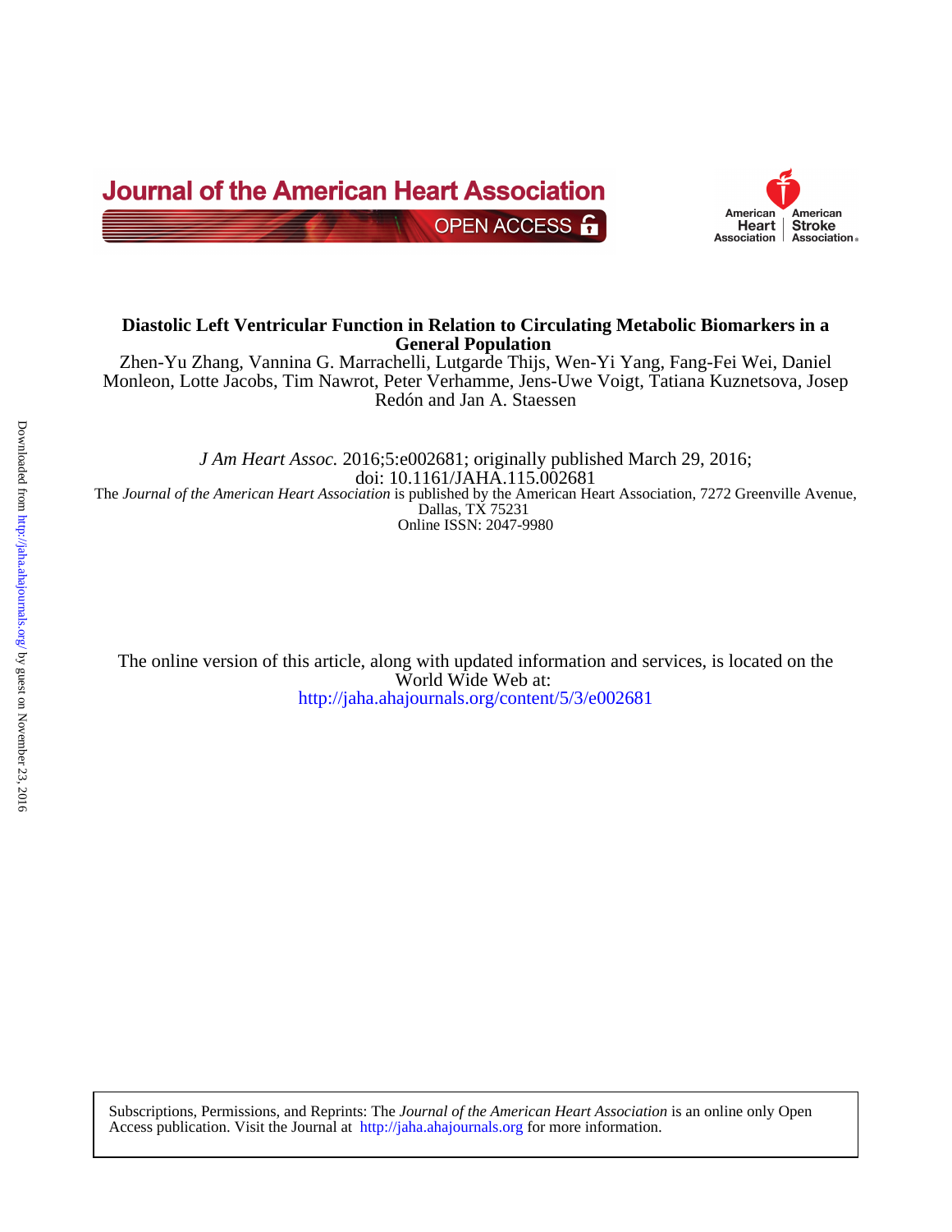**Journal of the American Heart Association**

OPEN ACCESS

**Diastolic Left Ventricular Function in Relation to Circulating Metabolic Biomarkers in a General Population**

Zhen-Yu Zhang, Vannina G. Marrachelli, Lutgarde Thijs, Wen-Yi Yang, Fang-Fei Wei, Daniel Monleon, Lotte Jacobs, Tim Nawrot, Peter Verhamme, Jens-Uwe Voigt, Tatiana Kuznetsova, Josep Redón and Jan A. Staessen

*J Am Heart Assoc.* 2016;5:e002681; originally published March 29, 2016;
doi: 10.1161/JAHA.115.002681

The *Journal of the American Heart Association* is published by the American Heart Association, 7272 Greenville Avenue, Dallas, TX 75231
Online ISSN: 2047-9980

The online version of this article, along with updated information and services, is located on the World Wide Web at:
http://jaha.ahajournals.org/content/5/3/e002681

Subscriptions, Permissions, and Reprints: The *Journal of the American Heart Association* is an online only Open Access publication. Visit the Journal at http://jaha.ahajournals.org for more information.

Downloaded from http://jaha.ahajournals.org/ by guest on November 23, 2016